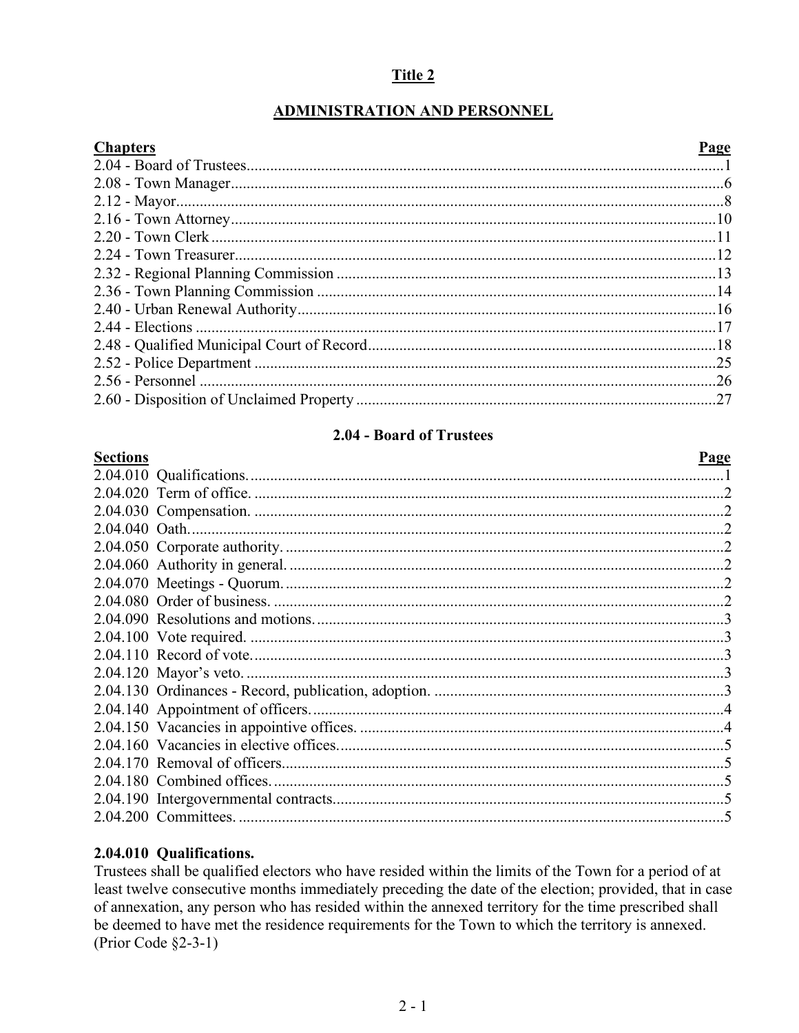# Title 2

## ADMINISTRATION AND PERSONNEL

| Chapters | Page |
|---|---|
| 2.04 - Board of Trustees | 1 |
| 2.08 - Town Manager | 6 |
| 2.12 - Mayor | 8 |
| 2.16 - Town Attorney | 10 |
| 2.20 - Town Clerk | 11 |
| 2.24 - Town Treasurer | 12 |
| 2.32 - Regional Planning Commission | 13 |
| 2.36 - Town Planning Commission | 14 |
| 2.40 - Urban Renewal Authority | 16 |
| 2.44 - Elections | 17 |
| 2.48 - Qualified Municipal Court of Record | 18 |
| 2.52 - Police Department | 25 |
| 2.56 - Personnel | 26 |
| 2.60 - Disposition of Unclaimed Property | 27 |

### 2.04 - Board of Trustees

| Sections | Page |
|---|---|
| 2.04.010 Qualifications. | 1 |
| 2.04.020 Term of office. | 2 |
| 2.04.030 Compensation. | 2 |
| 2.04.040 Oath. | 2 |
| 2.04.050 Corporate authority. | 2 |
| 2.04.060 Authority in general. | 2 |
| 2.04.070 Meetings - Quorum. | 2 |
| 2.04.080 Order of business. | 2 |
| 2.04.090 Resolutions and motions. | 3 |
| 2.04.100 Vote required. | 3 |
| 2.04.110 Record of vote. | 3 |
| 2.04.120 Mayor's veto. | 3 |
| 2.04.130 Ordinances - Record, publication, adoption. | 3 |
| 2.04.140 Appointment of officers. | 4 |
| 2.04.150 Vacancies in appointive offices. | 4 |
| 2.04.160 Vacancies in elective offices. | 5 |
| 2.04.170 Removal of officers. | 5 |
| 2.04.180 Combined offices. | 5 |
| 2.04.190 Intergovernmental contracts. | 5 |
| 2.04.200 Committees. | 5 |

#### 2.04.010 Qualifications.

Trustees shall be qualified electors who have resided within the limits of the Town for a period of at least twelve consecutive months immediately preceding the date of the election; provided, that in case of annexation, any person who has resided within the annexed territory for the time prescribed shall be deemed to have met the residence requirements for the Town to which the territory is annexed. (Prior Code §2-3-1)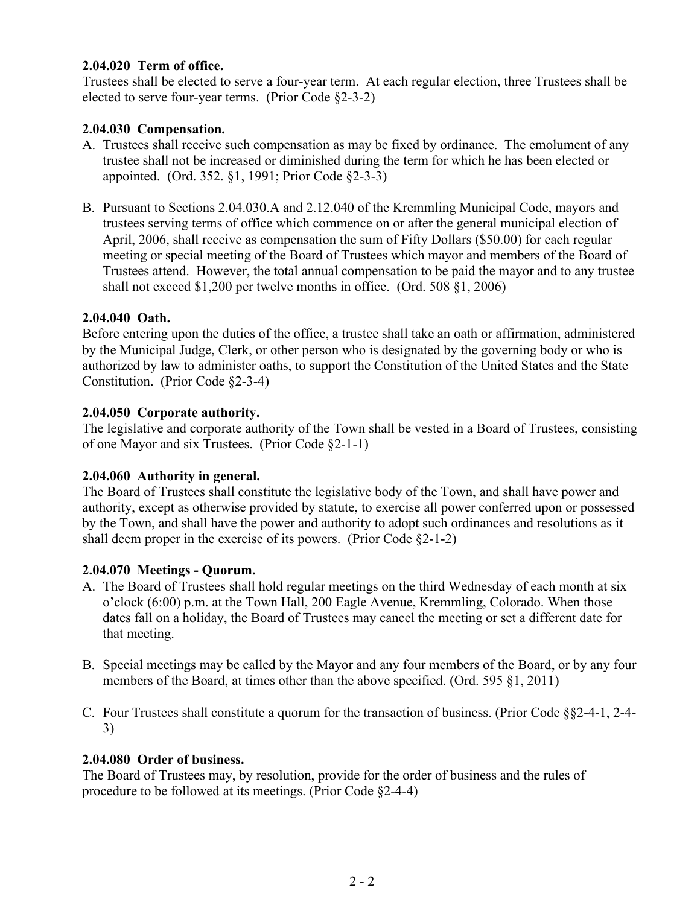**2.04.020 Term of office.**
Trustees shall be elected to serve a four-year term. At each regular election, three Trustees shall be elected to serve four-year terms. (Prior Code §2-3-2)

**2.04.030 Compensation.**

A. Trustees shall receive such compensation as may be fixed by ordinance. The emolument of any trustee shall not be increased or diminished during the term for which he has been elected or appointed. (Ord. 352. §1, 1991; Prior Code §2-3-3)

B. Pursuant to Sections 2.04.030.A and 2.12.040 of the Kremmling Municipal Code, mayors and trustees serving terms of office which commence on or after the general municipal election of April, 2006, shall receive as compensation the sum of Fifty Dollars ($50.00) for each regular meeting or special meeting of the Board of Trustees which mayor and members of the Board of Trustees attend. However, the total annual compensation to be paid the mayor and to any trustee shall not exceed $1,200 per twelve months in office. (Ord. 508 §1, 2006)

**2.04.040 Oath.**
Before entering upon the duties of the office, a trustee shall take an oath or affirmation, administered by the Municipal Judge, Clerk, or other person who is designated by the governing body or who is authorized by law to administer oaths, to support the Constitution of the United States and the State Constitution. (Prior Code §2-3-4)

**2.04.050 Corporate authority.**
The legislative and corporate authority of the Town shall be vested in a Board of Trustees, consisting of one Mayor and six Trustees. (Prior Code §2-1-1)

**2.04.060 Authority in general.**
The Board of Trustees shall constitute the legislative body of the Town, and shall have power and authority, except as otherwise provided by statute, to exercise all power conferred upon or possessed by the Town, and shall have the power and authority to adopt such ordinances and resolutions as it shall deem proper in the exercise of its powers. (Prior Code §2-1-2)

**2.04.070 Meetings - Quorum.**

A. The Board of Trustees shall hold regular meetings on the third Wednesday of each month at six o'clock (6:00) p.m. at the Town Hall, 200 Eagle Avenue, Kremmling, Colorado. When those dates fall on a holiday, the Board of Trustees may cancel the meeting or set a different date for that meeting.

B. Special meetings may be called by the Mayor and any four members of the Board, or by any four members of the Board, at times other than the above specified. (Ord. 595 §1, 2011)

C. Four Trustees shall constitute a quorum for the transaction of business. (Prior Code §§2-4-1, 2-4-3)

**2.04.080 Order of business.**
The Board of Trustees may, by resolution, provide for the order of business and the rules of procedure to be followed at its meetings. (Prior Code §2-4-4)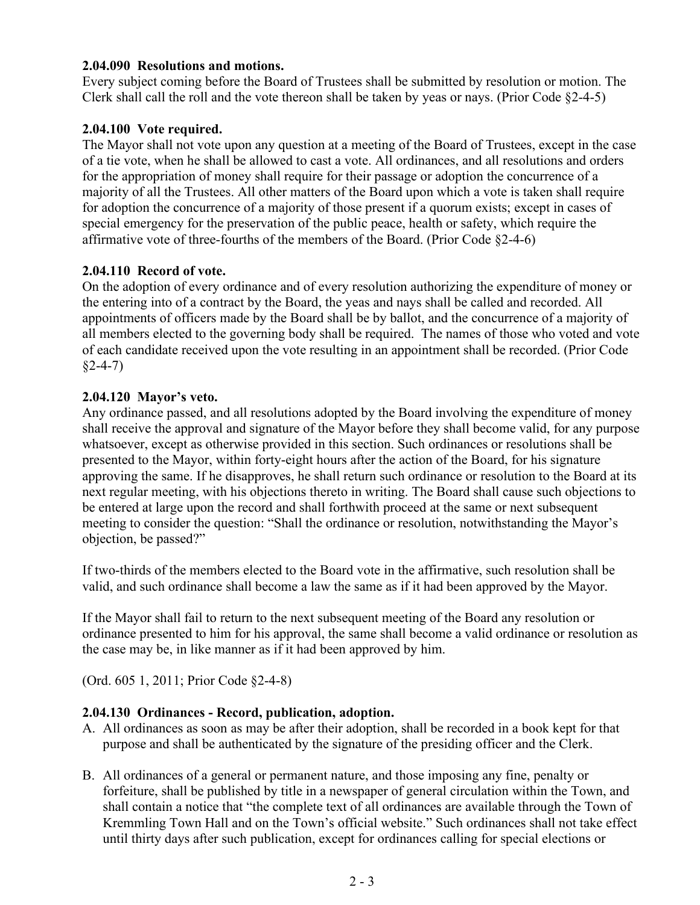**2.04.090 Resolutions and motions.**
Every subject coming before the Board of Trustees shall be submitted by resolution or motion. The Clerk shall call the roll and the vote thereon shall be taken by yeas or nays. (Prior Code §2-4-5)

**2.04.100 Vote required.**
The Mayor shall not vote upon any question at a meeting of the Board of Trustees, except in the case of a tie vote, when he shall be allowed to cast a vote. All ordinances, and all resolutions and orders for the appropriation of money shall require for their passage or adoption the concurrence of a majority of all the Trustees. All other matters of the Board upon which a vote is taken shall require for adoption the concurrence of a majority of those present if a quorum exists; except in cases of special emergency for the preservation of the public peace, health or safety, which require the affirmative vote of three-fourths of the members of the Board. (Prior Code §2-4-6)

**2.04.110 Record of vote.**
On the adoption of every ordinance and of every resolution authorizing the expenditure of money or the entering into of a contract by the Board, the yeas and nays shall be called and recorded. All appointments of officers made by the Board shall be by ballot, and the concurrence of a majority of all members elected to the governing body shall be required. The names of those who voted and vote of each candidate received upon the vote resulting in an appointment shall be recorded. (Prior Code §2-4-7)

**2.04.120 Mayor's veto.**
Any ordinance passed, and all resolutions adopted by the Board involving the expenditure of money shall receive the approval and signature of the Mayor before they shall become valid, for any purpose whatsoever, except as otherwise provided in this section. Such ordinances or resolutions shall be presented to the Mayor, within forty-eight hours after the action of the Board, for his signature approving the same. If he disapproves, he shall return such ordinance or resolution to the Board at its next regular meeting, with his objections thereto in writing. The Board shall cause such objections to be entered at large upon the record and shall forthwith proceed at the same or next subsequent meeting to consider the question: "Shall the ordinance or resolution, notwithstanding the Mayor's objection, be passed?"

If two-thirds of the members elected to the Board vote in the affirmative, such resolution shall be valid, and such ordinance shall become a law the same as if it had been approved by the Mayor.

If the Mayor shall fail to return to the next subsequent meeting of the Board any resolution or ordinance presented to him for his approval, the same shall become a valid ordinance or resolution as the case may be, in like manner as if it had been approved by him.

(Ord. 605 1, 2011; Prior Code §2-4-8)

**2.04.130 Ordinances - Record, publication, adoption.**

A. All ordinances as soon as may be after their adoption, shall be recorded in a book kept for that purpose and shall be authenticated by the signature of the presiding officer and the Clerk.

B. All ordinances of a general or permanent nature, and those imposing any fine, penalty or forfeiture, shall be published by title in a newspaper of general circulation within the Town, and shall contain a notice that "the complete text of all ordinances are available through the Town of Kremmling Town Hall and on the Town's official website." Such ordinances shall not take effect until thirty days after such publication, except for ordinances calling for special elections or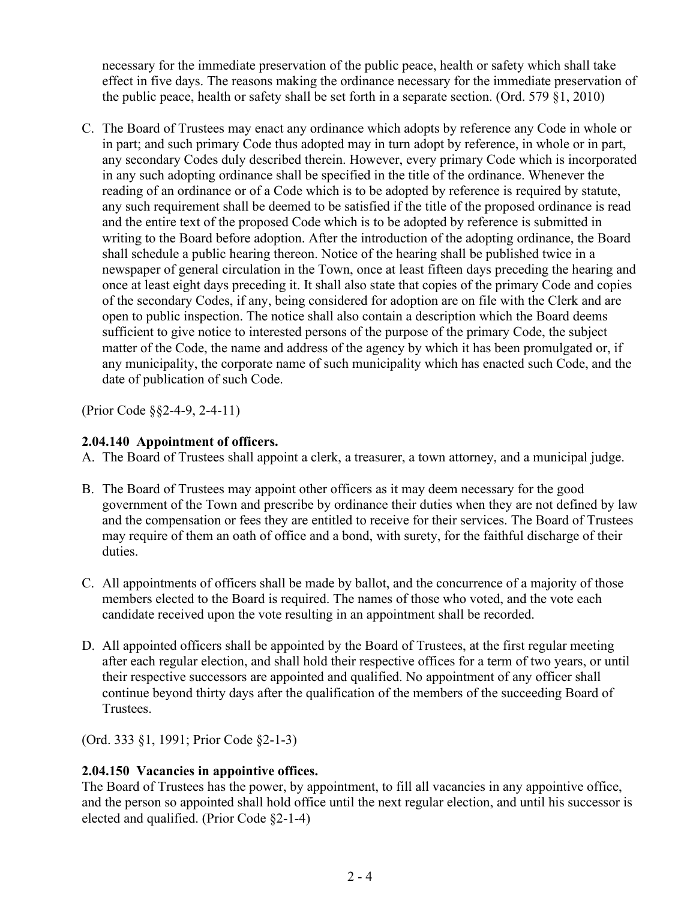necessary for the immediate preservation of the public peace, health or safety which shall take effect in five days. The reasons making the ordinance necessary for the immediate preservation of the public peace, health or safety shall be set forth in a separate section. (Ord. 579 §1, 2010)

C. The Board of Trustees may enact any ordinance which adopts by reference any Code in whole or in part; and such primary Code thus adopted may in turn adopt by reference, in whole or in part, any secondary Codes duly described therein. However, every primary Code which is incorporated in any such adopting ordinance shall be specified in the title of the ordinance. Whenever the reading of an ordinance or of a Code which is to be adopted by reference is required by statute, any such requirement shall be deemed to be satisfied if the title of the proposed ordinance is read and the entire text of the proposed Code which is to be adopted by reference is submitted in writing to the Board before adoption. After the introduction of the adopting ordinance, the Board shall schedule a public hearing thereon. Notice of the hearing shall be published twice in a newspaper of general circulation in the Town, once at least fifteen days preceding the hearing and once at least eight days preceding it. It shall also state that copies of the primary Code and copies of the secondary Codes, if any, being considered for adoption are on file with the Clerk and are open to public inspection. The notice shall also contain a description which the Board deems sufficient to give notice to interested persons of the purpose of the primary Code, the subject matter of the Code, the name and address of the agency by which it has been promulgated or, if any municipality, the corporate name of such municipality which has enacted such Code, and the date of publication of such Code.

(Prior Code §§2-4-9, 2-4-11)

**2.04.140 Appointment of officers.**

A. The Board of Trustees shall appoint a clerk, a treasurer, a town attorney, and a municipal judge.

B. The Board of Trustees may appoint other officers as it may deem necessary for the good government of the Town and prescribe by ordinance their duties when they are not defined by law and the compensation or fees they are entitled to receive for their services. The Board of Trustees may require of them an oath of office and a bond, with surety, for the faithful discharge of their duties.

C. All appointments of officers shall be made by ballot, and the concurrence of a majority of those members elected to the Board is required. The names of those who voted, and the vote each candidate received upon the vote resulting in an appointment shall be recorded.

D. All appointed officers shall be appointed by the Board of Trustees, at the first regular meeting after each regular election, and shall hold their respective offices for a term of two years, or until their respective successors are appointed and qualified. No appointment of any officer shall continue beyond thirty days after the qualification of the members of the succeeding Board of Trustees.

(Ord. 333 §1, 1991; Prior Code §2-1-3)

**2.04.150 Vacancies in appointive offices.**

The Board of Trustees has the power, by appointment, to fill all vacancies in any appointive office, and the person so appointed shall hold office until the next regular election, and until his successor is elected and qualified. (Prior Code §2-1-4)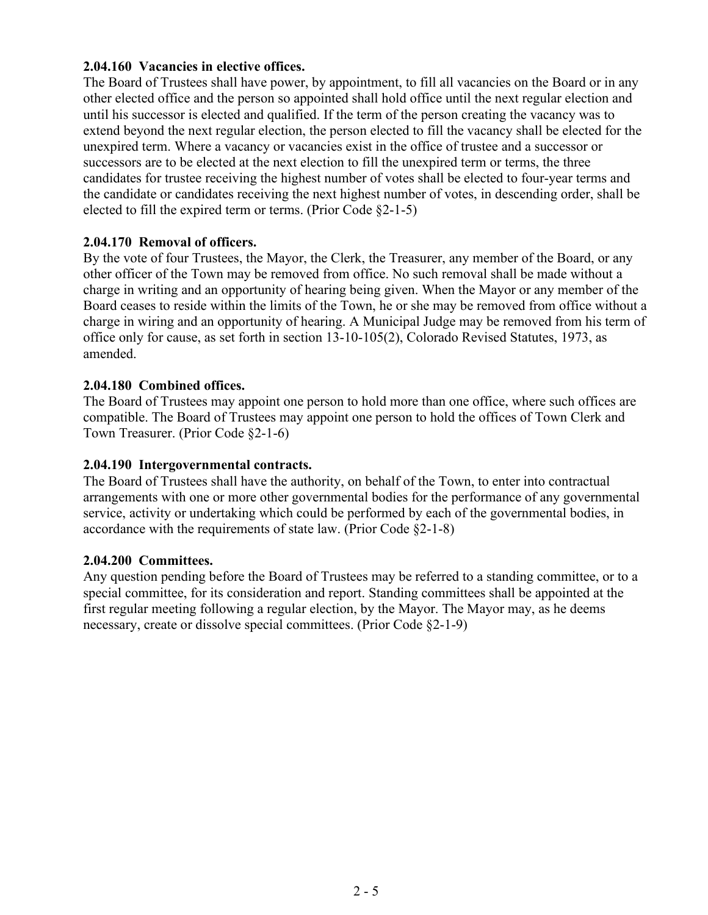**2.04.160 Vacancies in elective offices.**
The Board of Trustees shall have power, by appointment, to fill all vacancies on the Board or in any other elected office and the person so appointed shall hold office until the next regular election and until his successor is elected and qualified. If the term of the person creating the vacancy was to extend beyond the next regular election, the person elected to fill the vacancy shall be elected for the unexpired term. Where a vacancy or vacancies exist in the office of trustee and a successor or successors are to be elected at the next election to fill the unexpired term or terms, the three candidates for trustee receiving the highest number of votes shall be elected to four-year terms and the candidate or candidates receiving the next highest number of votes, in descending order, shall be elected to fill the expired term or terms. (Prior Code §2-1-5)

**2.04.170 Removal of officers.**
By the vote of four Trustees, the Mayor, the Clerk, the Treasurer, any member of the Board, or any other officer of the Town may be removed from office. No such removal shall be made without a charge in writing and an opportunity of hearing being given. When the Mayor or any member of the Board ceases to reside within the limits of the Town, he or she may be removed from office without a charge in wiring and an opportunity of hearing. A Municipal Judge may be removed from his term of office only for cause, as set forth in section 13-10-105(2), Colorado Revised Statutes, 1973, as amended.

**2.04.180 Combined offices.**
The Board of Trustees may appoint one person to hold more than one office, where such offices are compatible. The Board of Trustees may appoint one person to hold the offices of Town Clerk and Town Treasurer. (Prior Code §2-1-6)

**2.04.190 Intergovernmental contracts.**
The Board of Trustees shall have the authority, on behalf of the Town, to enter into contractual arrangements with one or more other governmental bodies for the performance of any governmental service, activity or undertaking which could be performed by each of the governmental bodies, in accordance with the requirements of state law. (Prior Code §2-1-8)

**2.04.200 Committees.**
Any question pending before the Board of Trustees may be referred to a standing committee, or to a special committee, for its consideration and report. Standing committees shall be appointed at the first regular meeting following a regular election, by the Mayor. The Mayor may, as he deems necessary, create or dissolve special committees. (Prior Code §2-1-9)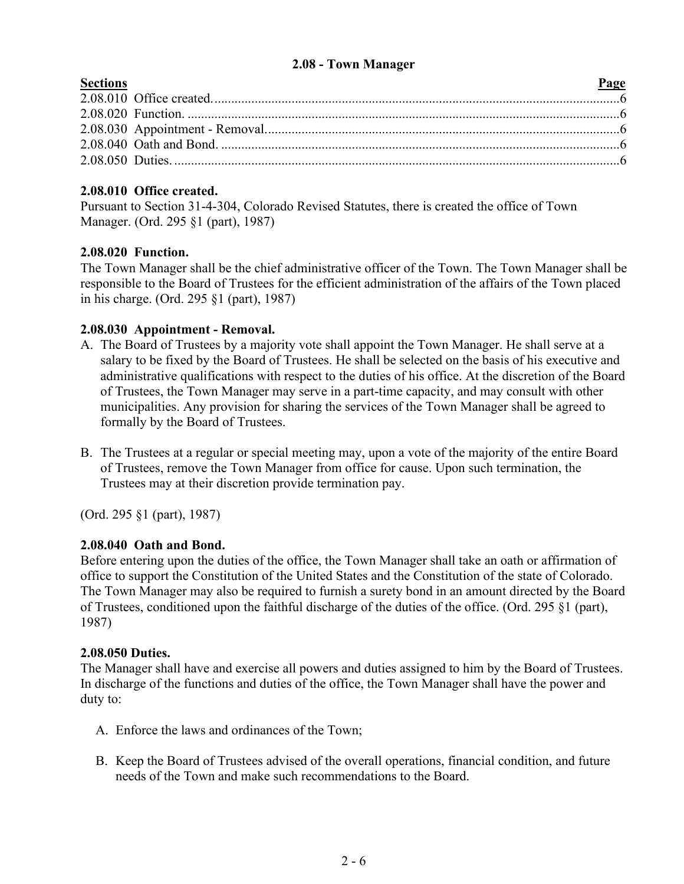## 2.08 - Town Manager

| Sections | Page |
|---|---|
| 2.08.010 Office created. | 6 |
| 2.08.020 Function. | 6 |
| 2.08.030 Appointment - Removal. | 6 |
| 2.08.040 Oath and Bond. | 6 |
| 2.08.050 Duties. | 6 |

### 2.08.010 Office created.

Pursuant to Section 31-4-304, Colorado Revised Statutes, there is created the office of Town Manager. (Ord. 295 §1 (part), 1987)

### 2.08.020 Function.

The Town Manager shall be the chief administrative officer of the Town. The Town Manager shall be responsible to the Board of Trustees for the efficient administration of the affairs of the Town placed in his charge. (Ord. 295 §1 (part), 1987)

### 2.08.030 Appointment - Removal.

A. The Board of Trustees by a majority vote shall appoint the Town Manager. He shall serve at a salary to be fixed by the Board of Trustees. He shall be selected on the basis of his executive and administrative qualifications with respect to the duties of his office. At the discretion of the Board of Trustees, the Town Manager may serve in a part-time capacity, and may consult with other municipalities. Any provision for sharing the services of the Town Manager shall be agreed to formally by the Board of Trustees.

B. The Trustees at a regular or special meeting may, upon a vote of the majority of the entire Board of Trustees, remove the Town Manager from office for cause. Upon such termination, the Trustees may at their discretion provide termination pay.

(Ord. 295 §1 (part), 1987)

### 2.08.040 Oath and Bond.

Before entering upon the duties of the office, the Town Manager shall take an oath or affirmation of office to support the Constitution of the United States and the Constitution of the state of Colorado. The Town Manager may also be required to furnish a surety bond in an amount directed by the Board of Trustees, conditioned upon the faithful discharge of the duties of the office. (Ord. 295 §1 (part), 1987)

### 2.08.050 Duties.

The Manager shall have and exercise all powers and duties assigned to him by the Board of Trustees. In discharge of the functions and duties of the office, the Town Manager shall have the power and duty to:

A. Enforce the laws and ordinances of the Town;

B. Keep the Board of Trustees advised of the overall operations, financial condition, and future needs of the Town and make such recommendations to the Board.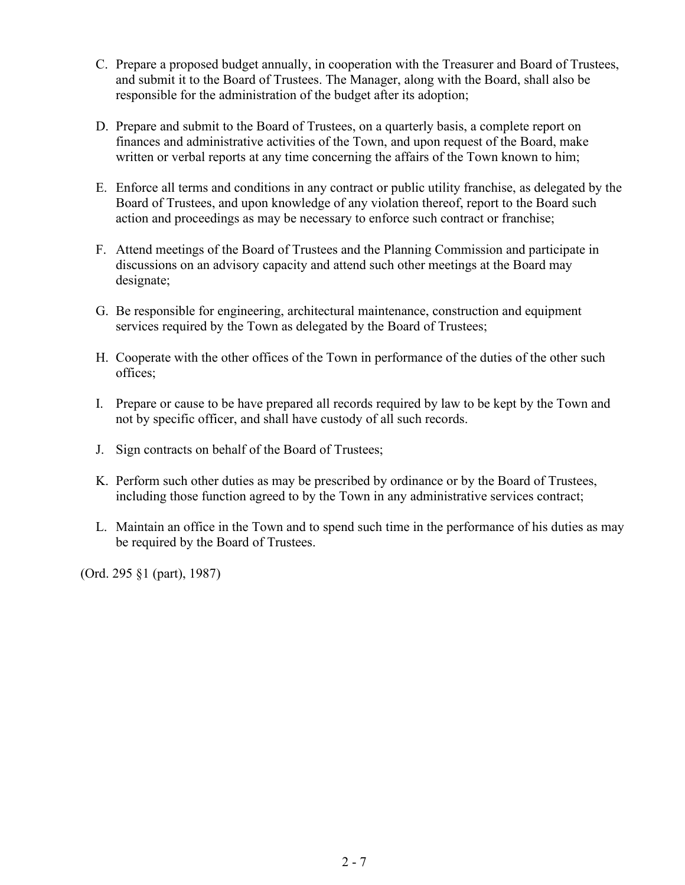C. Prepare a proposed budget annually, in cooperation with the Treasurer and Board of Trustees, and submit it to the Board of Trustees. The Manager, along with the Board, shall also be responsible for the administration of the budget after its adoption;

D. Prepare and submit to the Board of Trustees, on a quarterly basis, a complete report on finances and administrative activities of the Town, and upon request of the Board, make written or verbal reports at any time concerning the affairs of the Town known to him;

E. Enforce all terms and conditions in any contract or public utility franchise, as delegated by the Board of Trustees, and upon knowledge of any violation thereof, report to the Board such action and proceedings as may be necessary to enforce such contract or franchise;

F. Attend meetings of the Board of Trustees and the Planning Commission and participate in discussions on an advisory capacity and attend such other meetings at the Board may designate;

G. Be responsible for engineering, architectural maintenance, construction and equipment services required by the Town as delegated by the Board of Trustees;

H. Cooperate with the other offices of the Town in performance of the duties of the other such offices;

I. Prepare or cause to be have prepared all records required by law to be kept by the Town and not by specific officer, and shall have custody of all such records.

J. Sign contracts on behalf of the Board of Trustees;

K. Perform such other duties as may be prescribed by ordinance or by the Board of Trustees, including those function agreed to by the Town in any administrative services contract;

L. Maintain an office in the Town and to spend such time in the performance of his duties as may be required by the Board of Trustees.

(Ord. 295 §1 (part), 1987)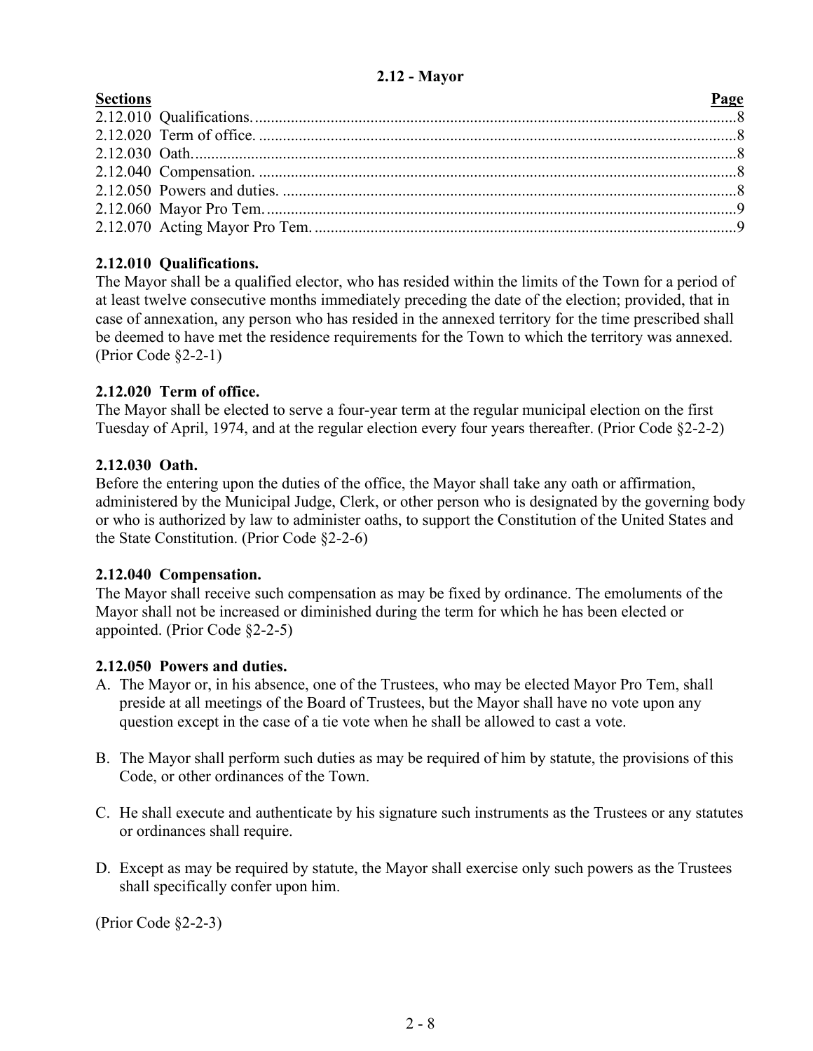## 2.12 - Mayor

| Sections | Page |
|---|---|
| 2.12.010 Qualifications. | 8 |
| 2.12.020 Term of office. | 8 |
| 2.12.030 Oath. | 8 |
| 2.12.040 Compensation. | 8 |
| 2.12.050 Powers and duties. | 8 |
| 2.12.060 Mayor Pro Tem. | 9 |
| 2.12.070 Acting Mayor Pro Tem. | 9 |

### 2.12.010 Qualifications.

The Mayor shall be a qualified elector, who has resided within the limits of the Town for a period of at least twelve consecutive months immediately preceding the date of the election; provided, that in case of annexation, any person who has resided in the annexed territory for the time prescribed shall be deemed to have met the residence requirements for the Town to which the territory was annexed. (Prior Code §2-2-1)

### 2.12.020 Term of office.

The Mayor shall be elected to serve a four-year term at the regular municipal election on the first Tuesday of April, 1974, and at the regular election every four years thereafter. (Prior Code §2-2-2)

### 2.12.030 Oath.

Before the entering upon the duties of the office, the Mayor shall take any oath or affirmation, administered by the Municipal Judge, Clerk, or other person who is designated by the governing body or who is authorized by law to administer oaths, to support the Constitution of the United States and the State Constitution. (Prior Code §2-2-6)

### 2.12.040 Compensation.

The Mayor shall receive such compensation as may be fixed by ordinance. The emoluments of the Mayor shall not be increased or diminished during the term for which he has been elected or appointed. (Prior Code §2-2-5)

### 2.12.050 Powers and duties.

A. The Mayor or, in his absence, one of the Trustees, who may be elected Mayor Pro Tem, shall preside at all meetings of the Board of Trustees, but the Mayor shall have no vote upon any question except in the case of a tie vote when he shall be allowed to cast a vote.

B. The Mayor shall perform such duties as may be required of him by statute, the provisions of this Code, or other ordinances of the Town.

C. He shall execute and authenticate by his signature such instruments as the Trustees or any statutes or ordinances shall require.

D. Except as may be required by statute, the Mayor shall exercise only such powers as the Trustees shall specifically confer upon him.

(Prior Code §2-2-3)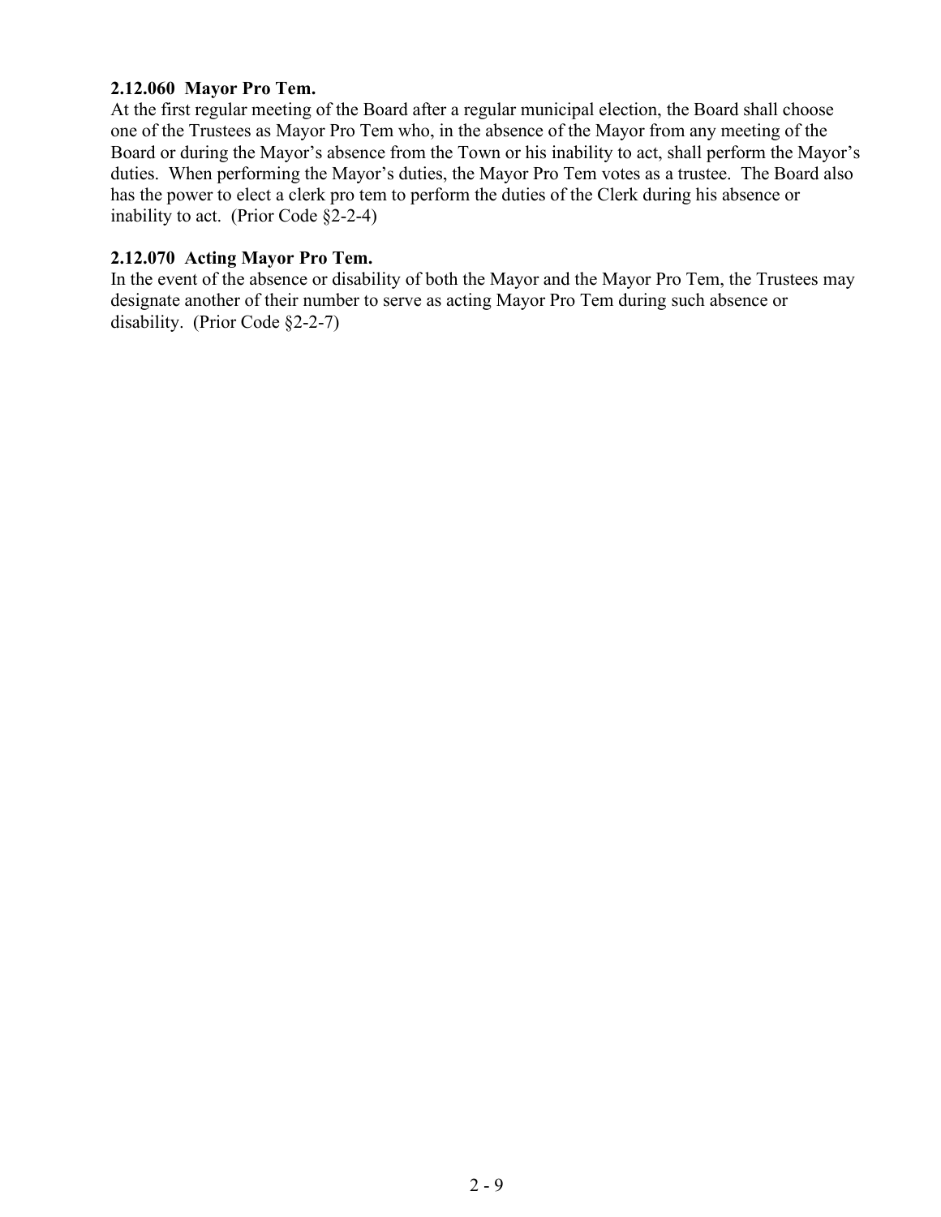**2.12.060 Mayor Pro Tem.**

At the first regular meeting of the Board after a regular municipal election, the Board shall choose one of the Trustees as Mayor Pro Tem who, in the absence of the Mayor from any meeting of the Board or during the Mayor's absence from the Town or his inability to act, shall perform the Mayor's duties. When performing the Mayor's duties, the Mayor Pro Tem votes as a trustee. The Board also has the power to elect a clerk pro tem to perform the duties of the Clerk during his absence or inability to act. (Prior Code §2-2-4)

**2.12.070 Acting Mayor Pro Tem.**

In the event of the absence or disability of both the Mayor and the Mayor Pro Tem, the Trustees may designate another of their number to serve as acting Mayor Pro Tem during such absence or disability. (Prior Code §2-2-7)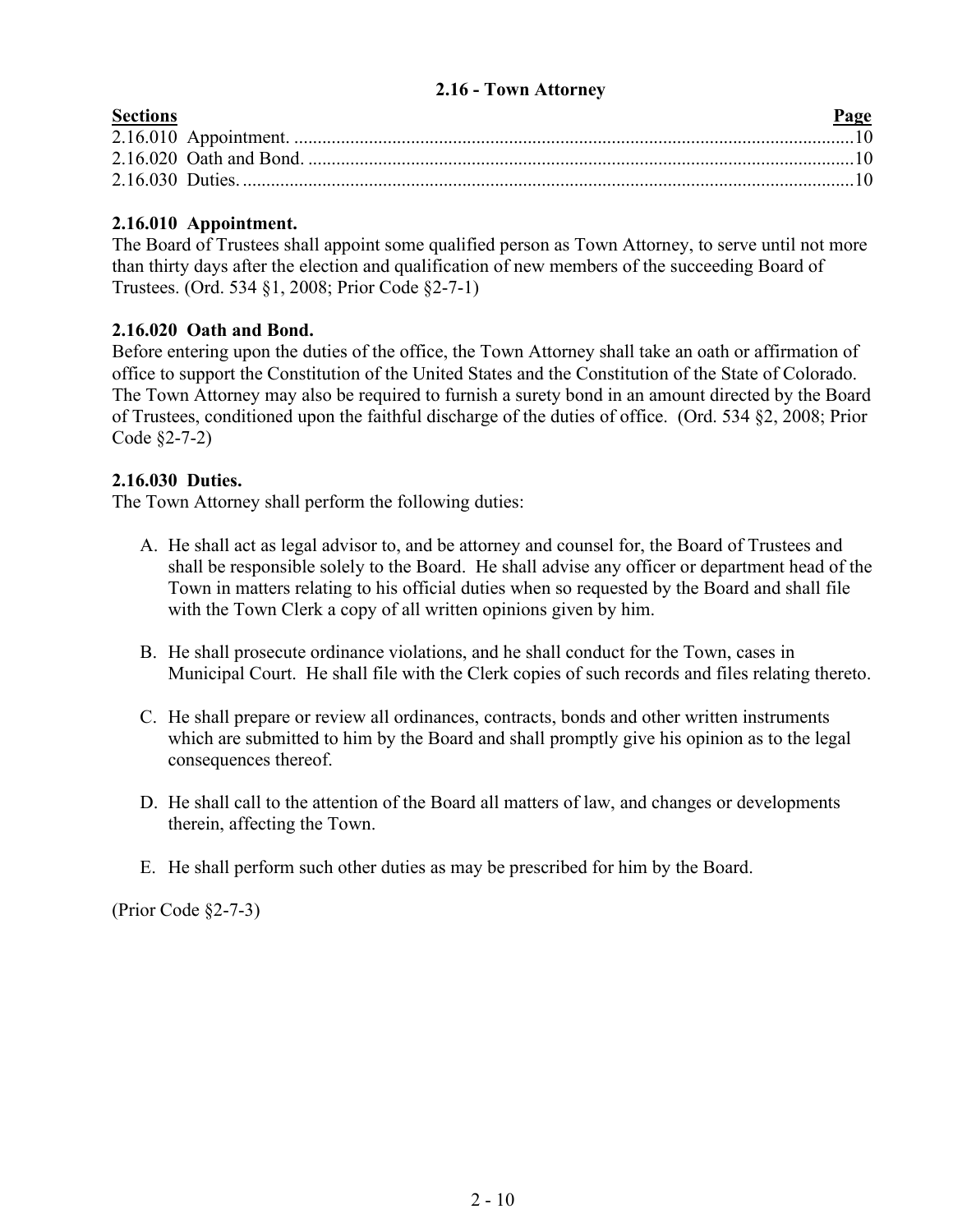## 2.16 - Town Attorney

| Sections | Page |
|---|---|
| 2.16.010 Appointment. | 10 |
| 2.16.020 Oath and Bond. | 10 |
| 2.16.030 Duties. | 10 |

### 2.16.010 Appointment.

The Board of Trustees shall appoint some qualified person as Town Attorney, to serve until not more than thirty days after the election and qualification of new members of the succeeding Board of Trustees. (Ord. 534 §1, 2008; Prior Code §2-7-1)

### 2.16.020 Oath and Bond.

Before entering upon the duties of the office, the Town Attorney shall take an oath or affirmation of office to support the Constitution of the United States and the Constitution of the State of Colorado. The Town Attorney may also be required to furnish a surety bond in an amount directed by the Board of Trustees, conditioned upon the faithful discharge of the duties of office. (Ord. 534 §2, 2008; Prior Code §2-7-2)

### 2.16.030 Duties.

The Town Attorney shall perform the following duties:

A. He shall act as legal advisor to, and be attorney and counsel for, the Board of Trustees and shall be responsible solely to the Board. He shall advise any officer or department head of the Town in matters relating to his official duties when so requested by the Board and shall file with the Town Clerk a copy of all written opinions given by him.

B. He shall prosecute ordinance violations, and he shall conduct for the Town, cases in Municipal Court. He shall file with the Clerk copies of such records and files relating thereto.

C. He shall prepare or review all ordinances, contracts, bonds and other written instruments which are submitted to him by the Board and shall promptly give his opinion as to the legal consequences thereof.

D. He shall call to the attention of the Board all matters of law, and changes or developments therein, affecting the Town.

E. He shall perform such other duties as may be prescribed for him by the Board.

(Prior Code §2-7-3)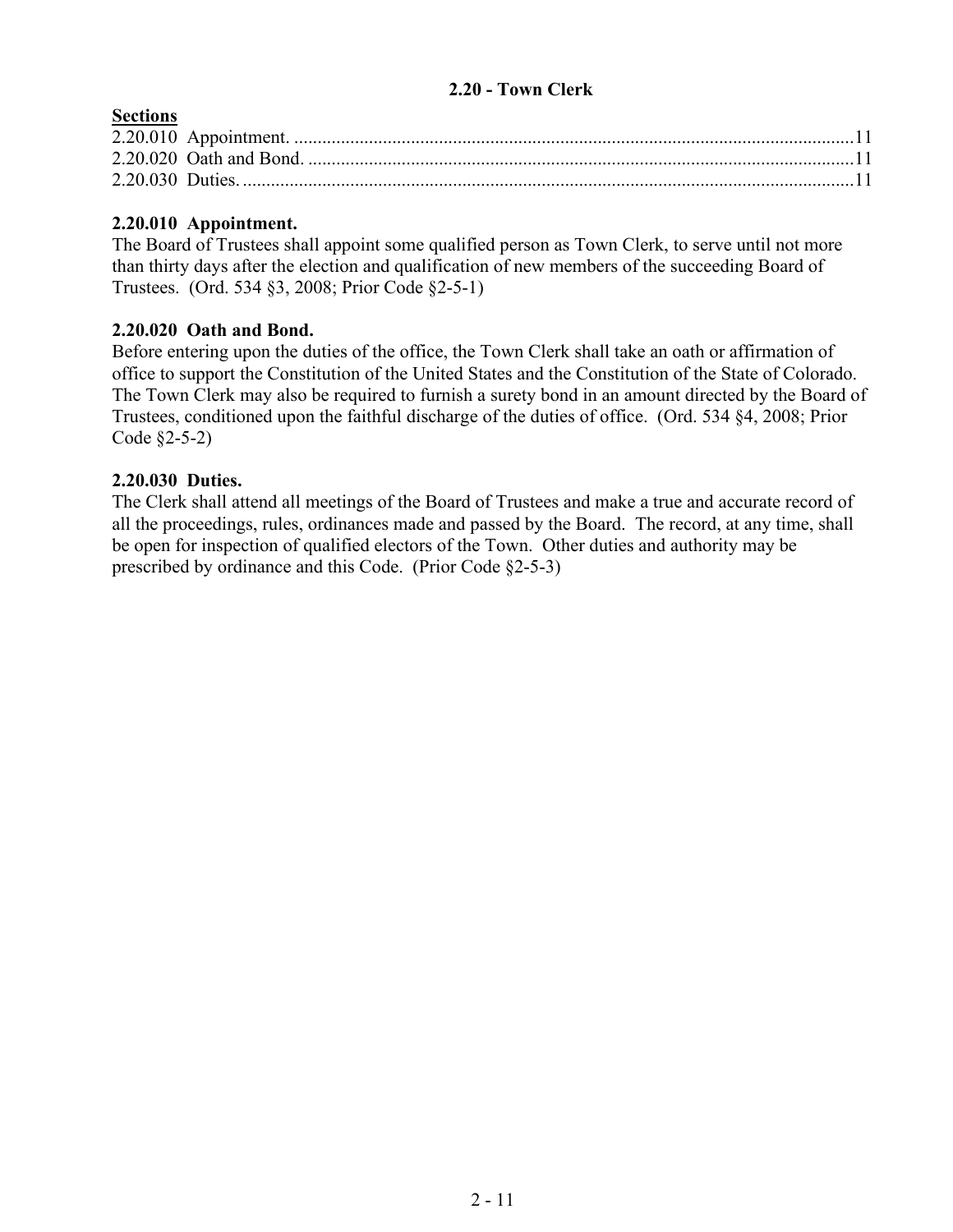## 2.20 - Town Clerk

**Sections**

2.20.010 Appointment. ....................................................................................................................11
2.20.020 Oath and Bond. ..................................................................................................................11
2.20.030 Duties. ................................................................................................................................11

### 2.20.010 Appointment.

The Board of Trustees shall appoint some qualified person as Town Clerk, to serve until not more than thirty days after the election and qualification of new members of the succeeding Board of Trustees. (Ord. 534 §3, 2008; Prior Code §2-5-1)

### 2.20.020 Oath and Bond.

Before entering upon the duties of the office, the Town Clerk shall take an oath or affirmation of office to support the Constitution of the United States and the Constitution of the State of Colorado. The Town Clerk may also be required to furnish a surety bond in an amount directed by the Board of Trustees, conditioned upon the faithful discharge of the duties of office. (Ord. 534 §4, 2008; Prior Code §2-5-2)

### 2.20.030 Duties.

The Clerk shall attend all meetings of the Board of Trustees and make a true and accurate record of all the proceedings, rules, ordinances made and passed by the Board. The record, at any time, shall be open for inspection of qualified electors of the Town. Other duties and authority may be prescribed by ordinance and this Code. (Prior Code §2-5-3)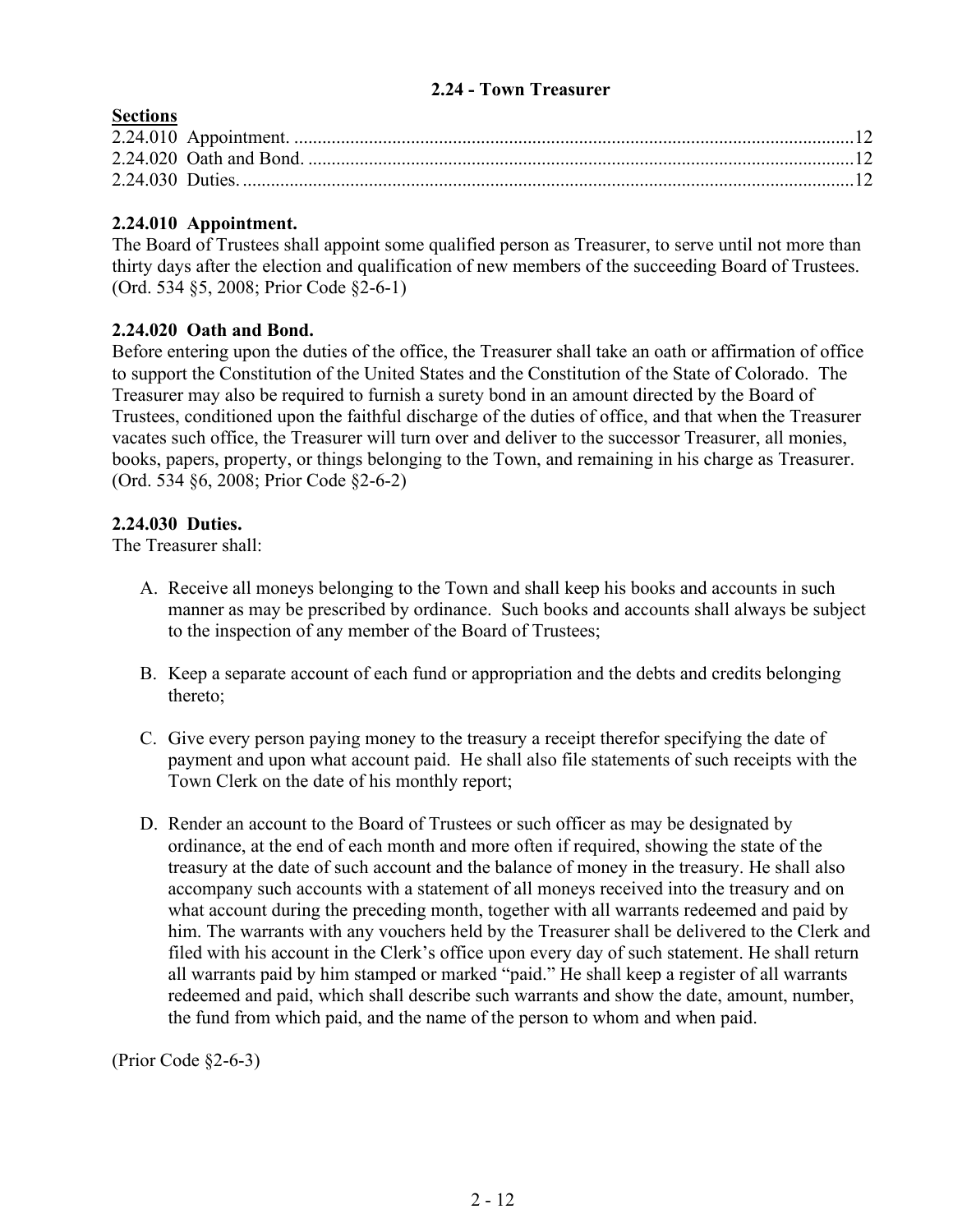## 2.24 - Town Treasurer

**Sections**

2.24.010 Appointment. ....................................................12
2.24.020 Oath and Bond. ....................................................12
2.24.030 Duties. ....................................................12

### 2.24.010 Appointment.

The Board of Trustees shall appoint some qualified person as Treasurer, to serve until not more than thirty days after the election and qualification of new members of the succeeding Board of Trustees. (Ord. 534 §5, 2008; Prior Code §2-6-1)

### 2.24.020 Oath and Bond.

Before entering upon the duties of the office, the Treasurer shall take an oath or affirmation of office to support the Constitution of the United States and the Constitution of the State of Colorado. The Treasurer may also be required to furnish a surety bond in an amount directed by the Board of Trustees, conditioned upon the faithful discharge of the duties of office, and that when the Treasurer vacates such office, the Treasurer will turn over and deliver to the successor Treasurer, all monies, books, papers, property, or things belonging to the Town, and remaining in his charge as Treasurer. (Ord. 534 §6, 2008; Prior Code §2-6-2)

### 2.24.030 Duties.

The Treasurer shall:

A. Receive all moneys belonging to the Town and shall keep his books and accounts in such manner as may be prescribed by ordinance. Such books and accounts shall always be subject to the inspection of any member of the Board of Trustees;

B. Keep a separate account of each fund or appropriation and the debts and credits belonging thereto;

C. Give every person paying money to the treasury a receipt therefor specifying the date of payment and upon what account paid. He shall also file statements of such receipts with the Town Clerk on the date of his monthly report;

D. Render an account to the Board of Trustees or such officer as may be designated by ordinance, at the end of each month and more often if required, showing the state of the treasury at the date of such account and the balance of money in the treasury. He shall also accompany such accounts with a statement of all moneys received into the treasury and on what account during the preceding month, together with all warrants redeemed and paid by him. The warrants with any vouchers held by the Treasurer shall be delivered to the Clerk and filed with his account in the Clerk's office upon every day of such statement. He shall return all warrants paid by him stamped or marked "paid." He shall keep a register of all warrants redeemed and paid, which shall describe such warrants and show the date, amount, number, the fund from which paid, and the name of the person to whom and when paid.

(Prior Code §2-6-3)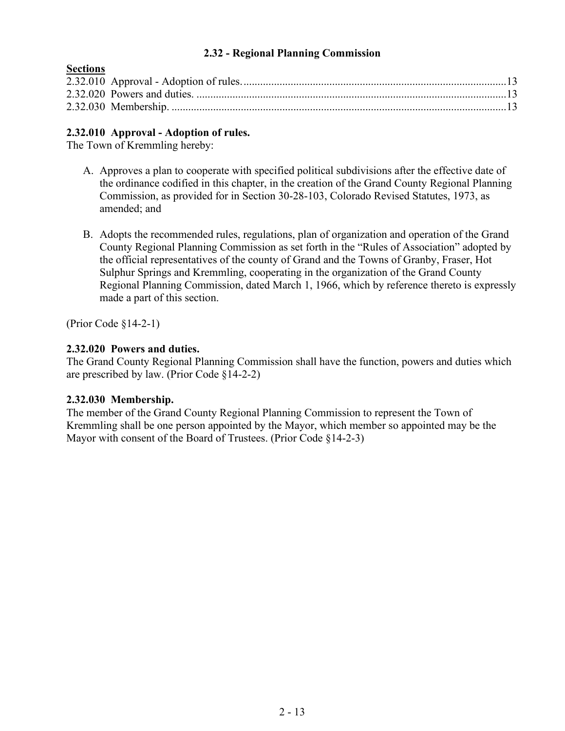## 2.32 - Regional Planning Commission

**Sections**

2.32.010 Approval - Adoption of rules. ....................................................................................13
2.32.020 Powers and duties. ......................................................................................................13
2.32.030 Membership. ................................................................................................................13

### 2.32.010 Approval - Adoption of rules.

The Town of Kremmling hereby:

A. Approves a plan to cooperate with specified political subdivisions after the effective date of the ordinance codified in this chapter, in the creation of the Grand County Regional Planning Commission, as provided for in Section 30-28-103, Colorado Revised Statutes, 1973, as amended; and

B. Adopts the recommended rules, regulations, plan of organization and operation of the Grand County Regional Planning Commission as set forth in the "Rules of Association" adopted by the official representatives of the county of Grand and the Towns of Granby, Fraser, Hot Sulphur Springs and Kremmling, cooperating in the organization of the Grand County Regional Planning Commission, dated March 1, 1966, which by reference thereto is expressly made a part of this section.

(Prior Code §14-2-1)

### 2.32.020 Powers and duties.

The Grand County Regional Planning Commission shall have the function, powers and duties which are prescribed by law. (Prior Code §14-2-2)

### 2.32.030 Membership.

The member of the Grand County Regional Planning Commission to represent the Town of Kremmling shall be one person appointed by the Mayor, which member so appointed may be the Mayor with consent of the Board of Trustees. (Prior Code §14-2-3)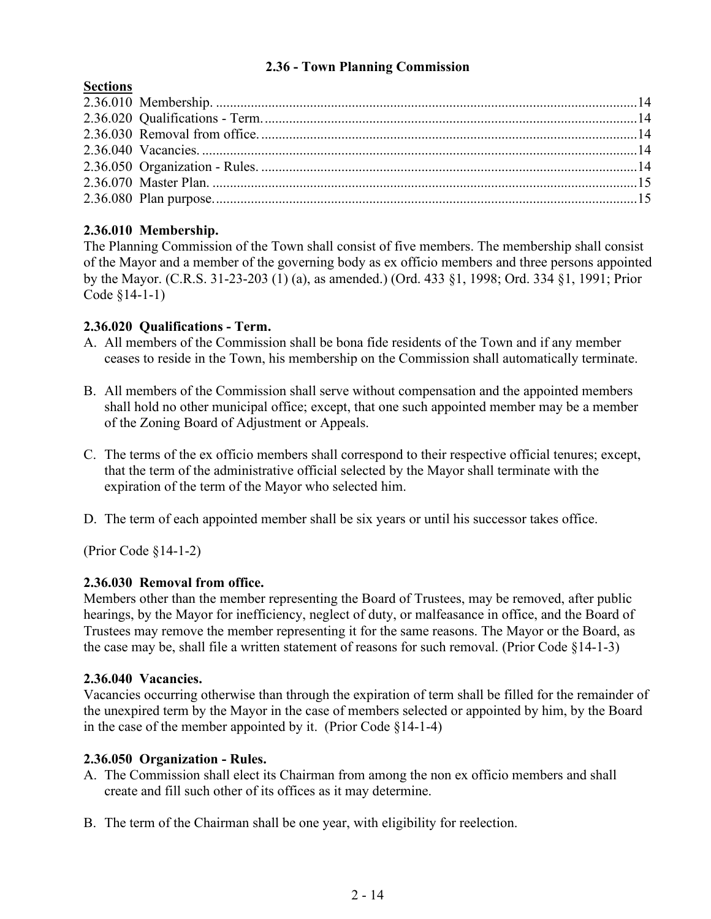## 2.36 - Town Planning Commission

**Sections**

2.36.010 Membership. ....................14
2.36.020 Qualifications - Term. ....................14
2.36.030 Removal from office. ....................14
2.36.040 Vacancies. ....................14
2.36.050 Organization - Rules. ....................14
2.36.070 Master Plan. ....................15
2.36.080 Plan purpose. ....................15

### 2.36.010 Membership.

The Planning Commission of the Town shall consist of five members. The membership shall consist of the Mayor and a member of the governing body as ex officio members and three persons appointed by the Mayor. (C.R.S. 31-23-203 (1) (a), as amended.) (Ord. 433 §1, 1998; Ord. 334 §1, 1991; Prior Code §14-1-1)

### 2.36.020 Qualifications - Term.

A. All members of the Commission shall be bona fide residents of the Town and if any member ceases to reside in the Town, his membership on the Commission shall automatically terminate.

B. All members of the Commission shall serve without compensation and the appointed members shall hold no other municipal office; except, that one such appointed member may be a member of the Zoning Board of Adjustment or Appeals.

C. The terms of the ex officio members shall correspond to their respective official tenures; except, that the term of the administrative official selected by the Mayor shall terminate with the expiration of the term of the Mayor who selected him.

D. The term of each appointed member shall be six years or until his successor takes office.

(Prior Code §14-1-2)

### 2.36.030 Removal from office.

Members other than the member representing the Board of Trustees, may be removed, after public hearings, by the Mayor for inefficiency, neglect of duty, or malfeasance in office, and the Board of Trustees may remove the member representing it for the same reasons. The Mayor or the Board, as the case may be, shall file a written statement of reasons for such removal. (Prior Code §14-1-3)

### 2.36.040 Vacancies.

Vacancies occurring otherwise than through the expiration of term shall be filled for the remainder of the unexpired term by the Mayor in the case of members selected or appointed by him, by the Board in the case of the member appointed by it. (Prior Code §14-1-4)

### 2.36.050 Organization - Rules.

A. The Commission shall elect its Chairman from among the non ex officio members and shall create and fill such other of its offices as it may determine.

B. The term of the Chairman shall be one year, with eligibility for reelection.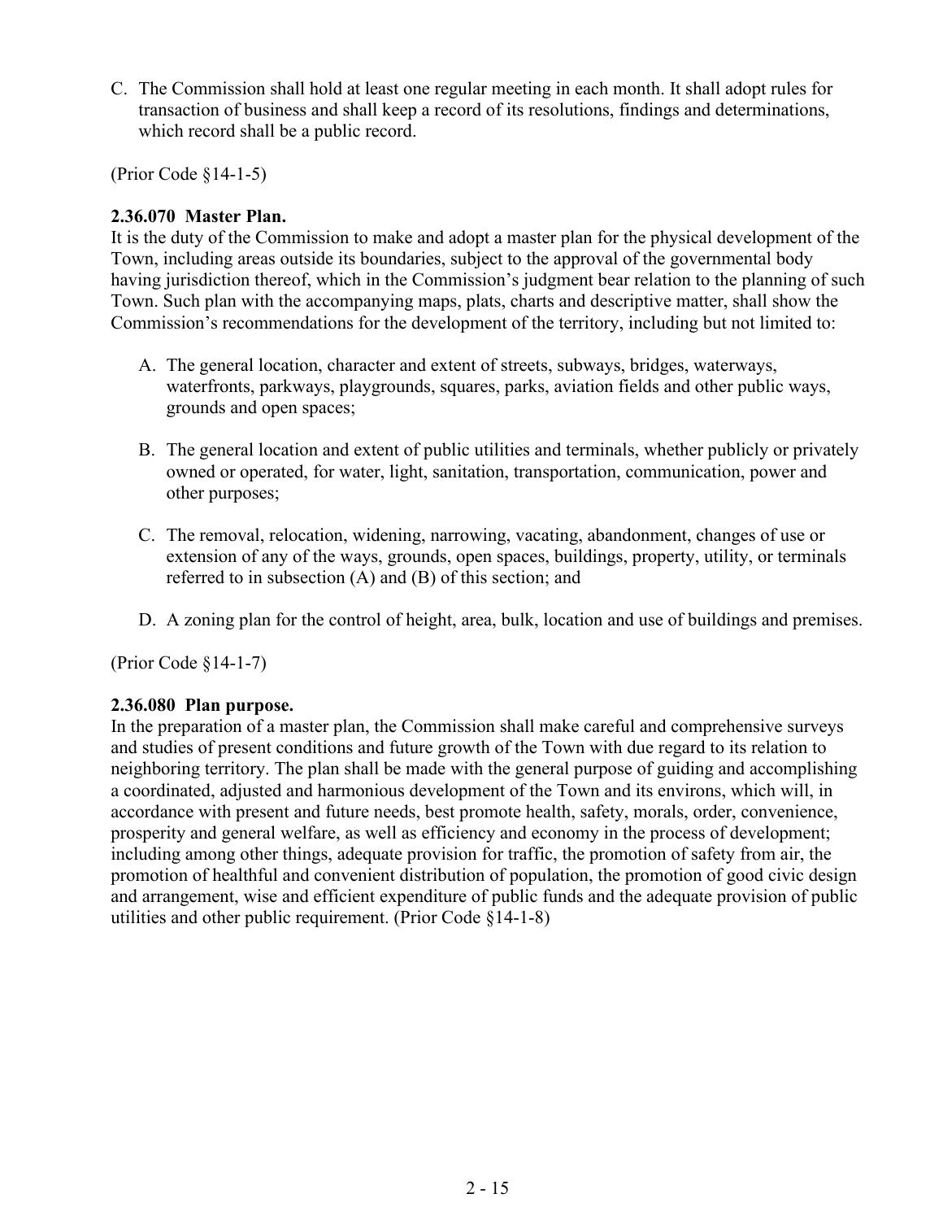C. The Commission shall hold at least one regular meeting in each month. It shall adopt rules for transaction of business and shall keep a record of its resolutions, findings and determinations, which record shall be a public record.

(Prior Code §14-1-5)

**2.36.070 Master Plan.**
It is the duty of the Commission to make and adopt a master plan for the physical development of the Town, including areas outside its boundaries, subject to the approval of the governmental body having jurisdiction thereof, which in the Commission's judgment bear relation to the planning of such Town. Such plan with the accompanying maps, plats, charts and descriptive matter, shall show the Commission's recommendations for the development of the territory, including but not limited to:

A. The general location, character and extent of streets, subways, bridges, waterways, waterfronts, parkways, playgrounds, squares, parks, aviation fields and other public ways, grounds and open spaces;

B. The general location and extent of public utilities and terminals, whether publicly or privately owned or operated, for water, light, sanitation, transportation, communication, power and other purposes;

C. The removal, relocation, widening, narrowing, vacating, abandonment, changes of use or extension of any of the ways, grounds, open spaces, buildings, property, utility, or terminals referred to in subsection (A) and (B) of this section; and

D. A zoning plan for the control of height, area, bulk, location and use of buildings and premises.

(Prior Code §14-1-7)

**2.36.080 Plan purpose.**
In the preparation of a master plan, the Commission shall make careful and comprehensive surveys and studies of present conditions and future growth of the Town with due regard to its relation to neighboring territory. The plan shall be made with the general purpose of guiding and accomplishing a coordinated, adjusted and harmonious development of the Town and its environs, which will, in accordance with present and future needs, best promote health, safety, morals, order, convenience, prosperity and general welfare, as well as efficiency and economy in the process of development; including among other things, adequate provision for traffic, the promotion of safety from air, the promotion of healthful and convenient distribution of population, the promotion of good civic design and arrangement, wise and efficient expenditure of public funds and the adequate provision of public utilities and other public requirement. (Prior Code §14-1-8)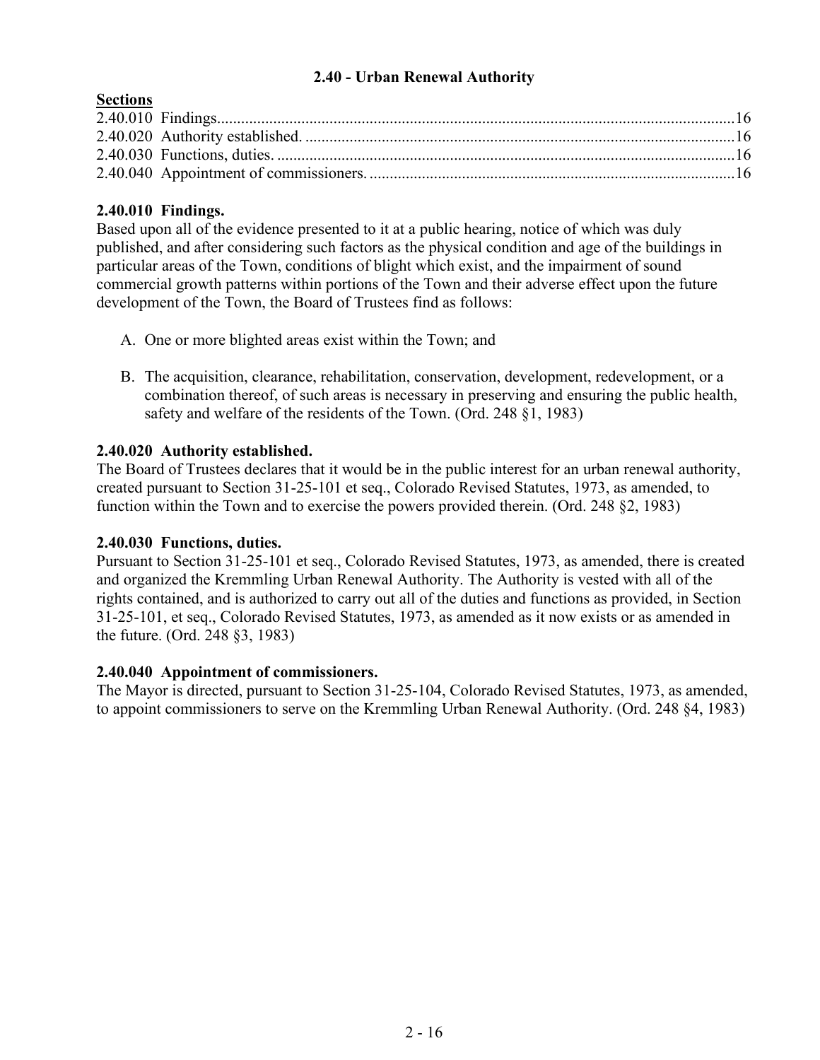## 2.40 - Urban Renewal Authority

**Sections**

2.40.010 Findings....16
2.40.020 Authority established....16
2.40.030 Functions, duties....16
2.40.040 Appointment of commissioners....16

**2.40.010 Findings.**
Based upon all of the evidence presented to it at a public hearing, notice of which was duly published, and after considering such factors as the physical condition and age of the buildings in particular areas of the Town, conditions of blight which exist, and the impairment of sound commercial growth patterns within portions of the Town and their adverse effect upon the future development of the Town, the Board of Trustees find as follows:

A. One or more blighted areas exist within the Town; and

B. The acquisition, clearance, rehabilitation, conservation, development, redevelopment, or a combination thereof, of such areas is necessary in preserving and ensuring the public health, safety and welfare of the residents of the Town. (Ord. 248 §1, 1983)

**2.40.020 Authority established.**
The Board of Trustees declares that it would be in the public interest for an urban renewal authority, created pursuant to Section 31-25-101 et seq., Colorado Revised Statutes, 1973, as amended, to function within the Town and to exercise the powers provided therein. (Ord. 248 §2, 1983)

**2.40.030 Functions, duties.**
Pursuant to Section 31-25-101 et seq., Colorado Revised Statutes, 1973, as amended, there is created and organized the Kremmling Urban Renewal Authority. The Authority is vested with all of the rights contained, and is authorized to carry out all of the duties and functions as provided, in Section 31-25-101, et seq., Colorado Revised Statutes, 1973, as amended as it now exists or as amended in the future. (Ord. 248 §3, 1983)

**2.40.040 Appointment of commissioners.**
The Mayor is directed, pursuant to Section 31-25-104, Colorado Revised Statutes, 1973, as amended, to appoint commissioners to serve on the Kremmling Urban Renewal Authority. (Ord. 248 §4, 1983)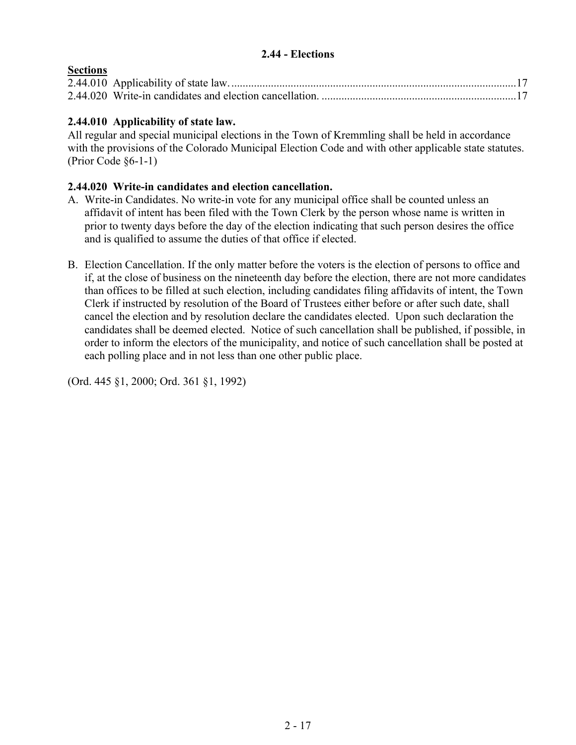## 2.44 - Elections

**Sections**

2.44.010 Applicability of state law. ....................................................................................................17
2.44.020 Write-in candidates and election cancellation. ....................................................................17

### 2.44.010 Applicability of state law.

All regular and special municipal elections in the Town of Kremmling shall be held in accordance with the provisions of the Colorado Municipal Election Code and with other applicable state statutes. (Prior Code §6-1-1)

### 2.44.020 Write-in candidates and election cancellation.

A. Write-in Candidates. No write-in vote for any municipal office shall be counted unless an affidavit of intent has been filed with the Town Clerk by the person whose name is written in prior to twenty days before the day of the election indicating that such person desires the office and is qualified to assume the duties of that office if elected.

B. Election Cancellation. If the only matter before the voters is the election of persons to office and if, at the close of business on the nineteenth day before the election, there are not more candidates than offices to be filled at such election, including candidates filing affidavits of intent, the Town Clerk if instructed by resolution of the Board of Trustees either before or after such date, shall cancel the election and by resolution declare the candidates elected. Upon such declaration the candidates shall be deemed elected. Notice of such cancellation shall be published, if possible, in order to inform the electors of the municipality, and notice of such cancellation shall be posted at each polling place and in not less than one other public place.

(Ord. 445 §1, 2000; Ord. 361 §1, 1992)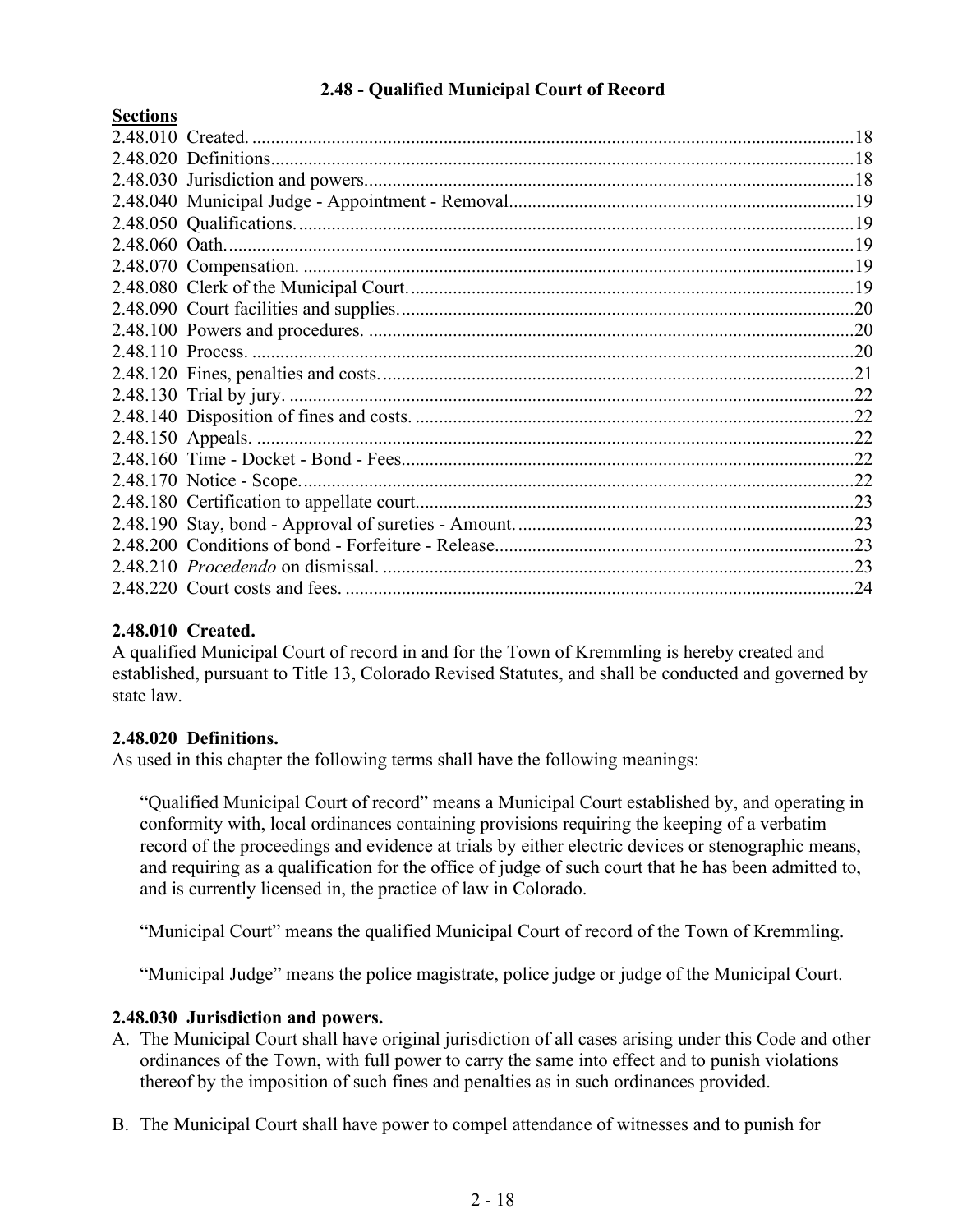## 2.48 - Qualified Municipal Court of Record

**Sections**

2.48.010 Created. ....18
2.48.020 Definitions....18
2.48.030 Jurisdiction and powers....18
2.48.040 Municipal Judge - Appointment - Removal....19
2.48.050 Qualifications....19
2.48.060 Oath....19
2.48.070 Compensation. ....19
2.48.080 Clerk of the Municipal Court....19
2.48.090 Court facilities and supplies....20
2.48.100 Powers and procedures. ....20
2.48.110 Process. ....20
2.48.120 Fines, penalties and costs....21
2.48.130 Trial by jury. ....22
2.48.140 Disposition of fines and costs. ....22
2.48.150 Appeals. ....22
2.48.160 Time - Docket - Bond - Fees....22
2.48.170 Notice - Scope....22
2.48.180 Certification to appellate court....23
2.48.190 Stay, bond - Approval of sureties - Amount....23
2.48.200 Conditions of bond - Forfeiture - Release....23
2.48.210 *Procedendo* on dismissal. ....23
2.48.220 Court costs and fees. ....24

### 2.48.010 Created.

A qualified Municipal Court of record in and for the Town of Kremmling is hereby created and established, pursuant to Title 13, Colorado Revised Statutes, and shall be conducted and governed by state law.

### 2.48.020 Definitions.

As used in this chapter the following terms shall have the following meanings:

"Qualified Municipal Court of record" means a Municipal Court established by, and operating in conformity with, local ordinances containing provisions requiring the keeping of a verbatim record of the proceedings and evidence at trials by either electric devices or stenographic means, and requiring as a qualification for the office of judge of such court that he has been admitted to, and is currently licensed in, the practice of law in Colorado.

"Municipal Court" means the qualified Municipal Court of record of the Town of Kremmling.

"Municipal Judge" means the police magistrate, police judge or judge of the Municipal Court.

### 2.48.030 Jurisdiction and powers.

A. The Municipal Court shall have original jurisdiction of all cases arising under this Code and other ordinances of the Town, with full power to carry the same into effect and to punish violations thereof by the imposition of such fines and penalties as in such ordinances provided.

B. The Municipal Court shall have power to compel attendance of witnesses and to punish for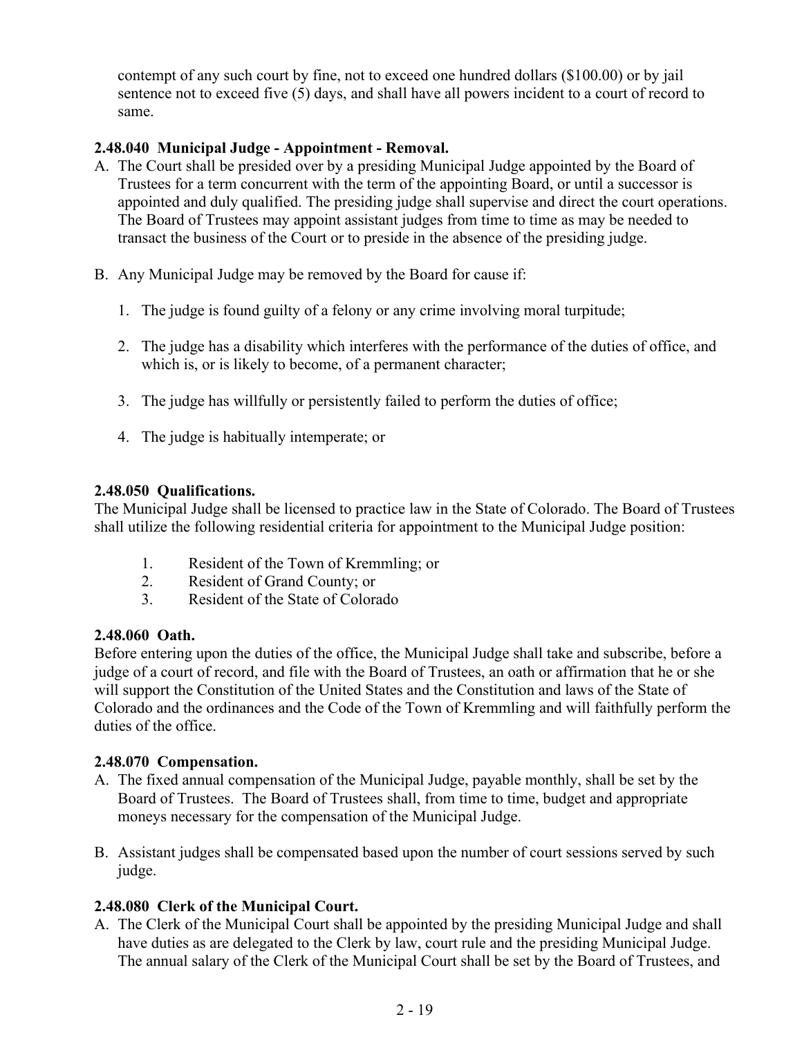contempt of any such court by fine, not to exceed one hundred dollars ($100.00) or by jail sentence not to exceed five (5) days, and shall have all powers incident to a court of record to same.

**2.48.040 Municipal Judge - Appointment - Removal.**

A. The Court shall be presided over by a presiding Municipal Judge appointed by the Board of Trustees for a term concurrent with the term of the appointing Board, or until a successor is appointed and duly qualified. The presiding judge shall supervise and direct the court operations. The Board of Trustees may appoint assistant judges from time to time as may be needed to transact the business of the Court or to preside in the absence of the presiding judge.

B. Any Municipal Judge may be removed by the Board for cause if:

   1. The judge is found guilty of a felony or any crime involving moral turpitude;

   2. The judge has a disability which interferes with the performance of the duties of office, and which is, or is likely to become, of a permanent character;

   3. The judge has willfully or persistently failed to perform the duties of office;

   4. The judge is habitually intemperate; or

**2.48.050 Qualifications.**

The Municipal Judge shall be licensed to practice law in the State of Colorado. The Board of Trustees shall utilize the following residential criteria for appointment to the Municipal Judge position:

1. Resident of the Town of Kremmling; or
2. Resident of Grand County; or
3. Resident of the State of Colorado

**2.48.060 Oath.**

Before entering upon the duties of the office, the Municipal Judge shall take and subscribe, before a judge of a court of record, and file with the Board of Trustees, an oath or affirmation that he or she will support the Constitution of the United States and the Constitution and laws of the State of Colorado and the ordinances and the Code of the Town of Kremmling and will faithfully perform the duties of the office.

**2.48.070 Compensation.**

A. The fixed annual compensation of the Municipal Judge, payable monthly, shall be set by the Board of Trustees. The Board of Trustees shall, from time to time, budget and appropriate moneys necessary for the compensation of the Municipal Judge.

B. Assistant judges shall be compensated based upon the number of court sessions served by such judge.

**2.48.080 Clerk of the Municipal Court.**

A. The Clerk of the Municipal Court shall be appointed by the presiding Municipal Judge and shall have duties as are delegated to the Clerk by law, court rule and the presiding Municipal Judge. The annual salary of the Clerk of the Municipal Court shall be set by the Board of Trustees, and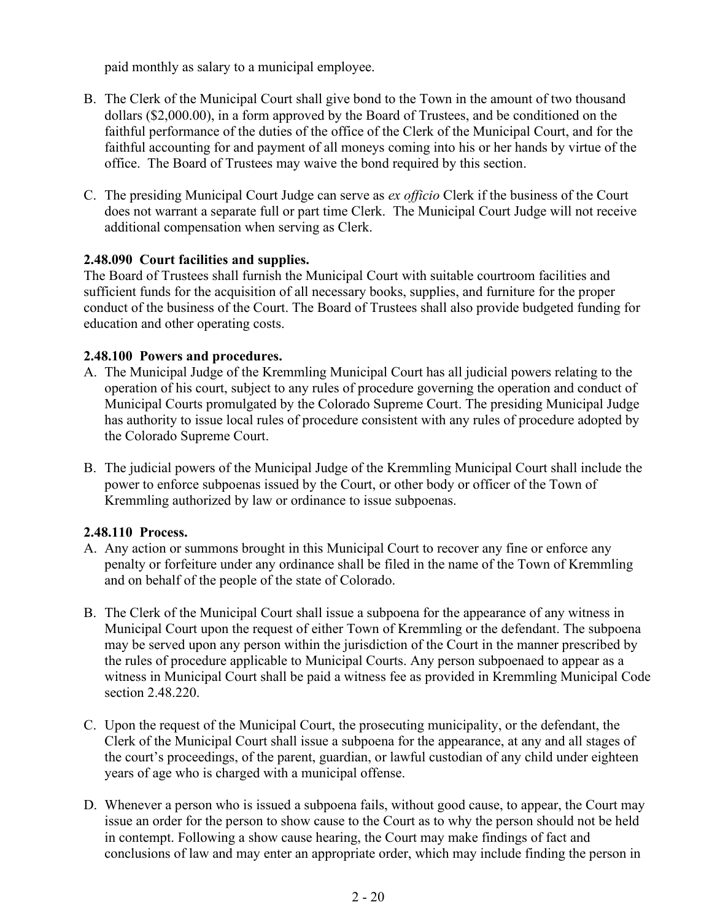paid monthly as salary to a municipal employee.

B. The Clerk of the Municipal Court shall give bond to the Town in the amount of two thousand dollars ($2,000.00), in a form approved by the Board of Trustees, and be conditioned on the faithful performance of the duties of the office of the Clerk of the Municipal Court, and for the faithful accounting for and payment of all moneys coming into his or her hands by virtue of the office. The Board of Trustees may waive the bond required by this section.

C. The presiding Municipal Court Judge can serve as *ex officio* Clerk if the business of the Court does not warrant a separate full or part time Clerk. The Municipal Court Judge will not receive additional compensation when serving as Clerk.

**2.48.090 Court facilities and supplies.**
The Board of Trustees shall furnish the Municipal Court with suitable courtroom facilities and sufficient funds for the acquisition of all necessary books, supplies, and furniture for the proper conduct of the business of the Court. The Board of Trustees shall also provide budgeted funding for education and other operating costs.

**2.48.100 Powers and procedures.**

A. The Municipal Judge of the Kremmling Municipal Court has all judicial powers relating to the operation of his court, subject to any rules of procedure governing the operation and conduct of Municipal Courts promulgated by the Colorado Supreme Court. The presiding Municipal Judge has authority to issue local rules of procedure consistent with any rules of procedure adopted by the Colorado Supreme Court.

B. The judicial powers of the Municipal Judge of the Kremmling Municipal Court shall include the power to enforce subpoenas issued by the Court, or other body or officer of the Town of Kremmling authorized by law or ordinance to issue subpoenas.

**2.48.110 Process.**

A. Any action or summons brought in this Municipal Court to recover any fine or enforce any penalty or forfeiture under any ordinance shall be filed in the name of the Town of Kremmling and on behalf of the people of the state of Colorado.

B. The Clerk of the Municipal Court shall issue a subpoena for the appearance of any witness in Municipal Court upon the request of either Town of Kremmling or the defendant. The subpoena may be served upon any person within the jurisdiction of the Court in the manner prescribed by the rules of procedure applicable to Municipal Courts. Any person subpoenaed to appear as a witness in Municipal Court shall be paid a witness fee as provided in Kremmling Municipal Code section 2.48.220.

C. Upon the request of the Municipal Court, the prosecuting municipality, or the defendant, the Clerk of the Municipal Court shall issue a subpoena for the appearance, at any and all stages of the court's proceedings, of the parent, guardian, or lawful custodian of any child under eighteen years of age who is charged with a municipal offense.

D. Whenever a person who is issued a subpoena fails, without good cause, to appear, the Court may issue an order for the person to show cause to the Court as to why the person should not be held in contempt. Following a show cause hearing, the Court may make findings of fact and conclusions of law and may enter an appropriate order, which may include finding the person in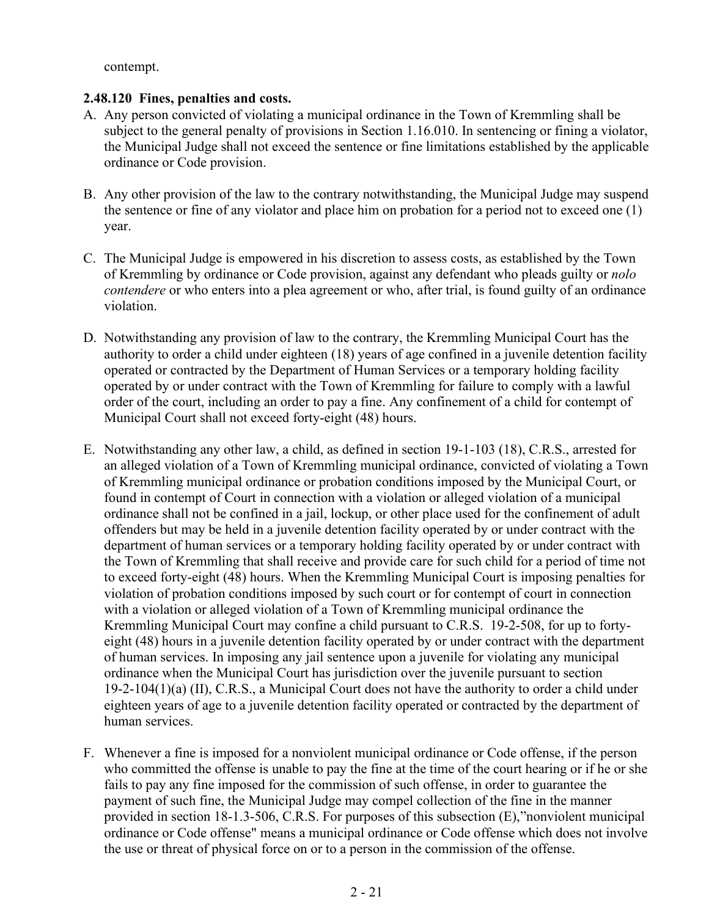contempt.

**2.48.120 Fines, penalties and costs.**

A. Any person convicted of violating a municipal ordinance in the Town of Kremmling shall be subject to the general penalty of provisions in Section 1.16.010. In sentencing or fining a violator, the Municipal Judge shall not exceed the sentence or fine limitations established by the applicable ordinance or Code provision.

B. Any other provision of the law to the contrary notwithstanding, the Municipal Judge may suspend the sentence or fine of any violator and place him on probation for a period not to exceed one (1) year.

C. The Municipal Judge is empowered in his discretion to assess costs, as established by the Town of Kremmling by ordinance or Code provision, against any defendant who pleads guilty or *nolo contendere* or who enters into a plea agreement or who, after trial, is found guilty of an ordinance violation.

D. Notwithstanding any provision of law to the contrary, the Kremmling Municipal Court has the authority to order a child under eighteen (18) years of age confined in a juvenile detention facility operated or contracted by the Department of Human Services or a temporary holding facility operated by or under contract with the Town of Kremmling for failure to comply with a lawful order of the court, including an order to pay a fine. Any confinement of a child for contempt of Municipal Court shall not exceed forty-eight (48) hours.

E. Notwithstanding any other law, a child, as defined in section 19-1-103 (18), C.R.S., arrested for an alleged violation of a Town of Kremmling municipal ordinance, convicted of violating a Town of Kremmling municipal ordinance or probation conditions imposed by the Municipal Court, or found in contempt of Court in connection with a violation or alleged violation of a municipal ordinance shall not be confined in a jail, lockup, or other place used for the confinement of adult offenders but may be held in a juvenile detention facility operated by or under contract with the department of human services or a temporary holding facility operated by or under contract with the Town of Kremmling that shall receive and provide care for such child for a period of time not to exceed forty-eight (48) hours. When the Kremmling Municipal Court is imposing penalties for violation of probation conditions imposed by such court or for contempt of court in connection with a violation or alleged violation of a Town of Kremmling municipal ordinance the Kremmling Municipal Court may confine a child pursuant to C.R.S. 19-2-508, for up to forty-eight (48) hours in a juvenile detention facility operated by or under contract with the department of human services. In imposing any jail sentence upon a juvenile for violating any municipal ordinance when the Municipal Court has jurisdiction over the juvenile pursuant to section 19-2-104(1)(a) (II), C.R.S., a Municipal Court does not have the authority to order a child under eighteen years of age to a juvenile detention facility operated or contracted by the department of human services.

F. Whenever a fine is imposed for a nonviolent municipal ordinance or Code offense, if the person who committed the offense is unable to pay the fine at the time of the court hearing or if he or she fails to pay any fine imposed for the commission of such offense, in order to guarantee the payment of such fine, the Municipal Judge may compel collection of the fine in the manner provided in section 18-1.3-506, C.R.S. For purposes of this subsection (E),"nonviolent municipal ordinance or Code offense" means a municipal ordinance or Code offense which does not involve the use or threat of physical force on or to a person in the commission of the offense.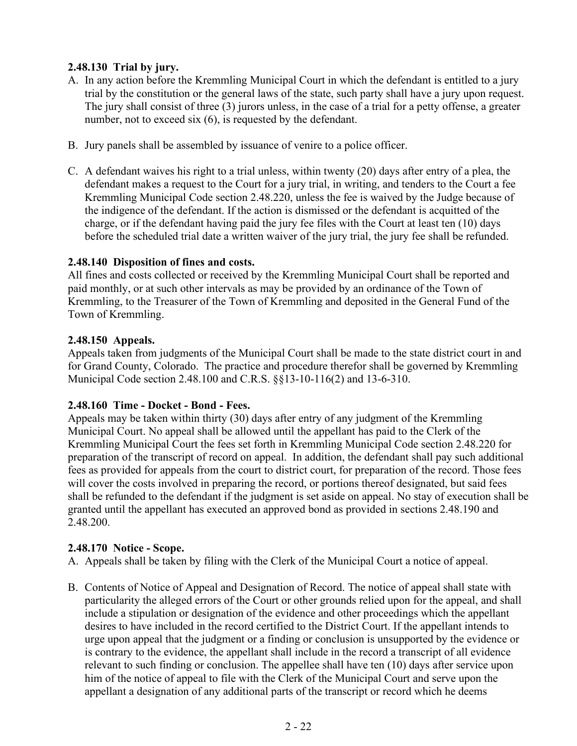**2.48.130 Trial by jury.**

A. In any action before the Kremmling Municipal Court in which the defendant is entitled to a jury trial by the constitution or the general laws of the state, such party shall have a jury upon request. The jury shall consist of three (3) jurors unless, in the case of a trial for a petty offense, a greater number, not to exceed six (6), is requested by the defendant.

B. Jury panels shall be assembled by issuance of venire to a police officer.

C. A defendant waives his right to a trial unless, within twenty (20) days after entry of a plea, the defendant makes a request to the Court for a jury trial, in writing, and tenders to the Court a fee Kremmling Municipal Code section 2.48.220, unless the fee is waived by the Judge because of the indigence of the defendant. If the action is dismissed or the defendant is acquitted of the charge, or if the defendant having paid the jury fee files with the Court at least ten (10) days before the scheduled trial date a written waiver of the jury trial, the jury fee shall be refunded.

**2.48.140 Disposition of fines and costs.**

All fines and costs collected or received by the Kremmling Municipal Court shall be reported and paid monthly, or at such other intervals as may be provided by an ordinance of the Town of Kremmling, to the Treasurer of the Town of Kremmling and deposited in the General Fund of the Town of Kremmling.

**2.48.150 Appeals.**

Appeals taken from judgments of the Municipal Court shall be made to the state district court in and for Grand County, Colorado. The practice and procedure therefor shall be governed by Kremmling Municipal Code section 2.48.100 and C.R.S. §§13-10-116(2) and 13-6-310.

**2.48.160 Time - Docket - Bond - Fees.**

Appeals may be taken within thirty (30) days after entry of any judgment of the Kremmling Municipal Court. No appeal shall be allowed until the appellant has paid to the Clerk of the Kremmling Municipal Court the fees set forth in Kremmling Municipal Code section 2.48.220 for preparation of the transcript of record on appeal. In addition, the defendant shall pay such additional fees as provided for appeals from the court to district court, for preparation of the record. Those fees will cover the costs involved in preparing the record, or portions thereof designated, but said fees shall be refunded to the defendant if the judgment is set aside on appeal. No stay of execution shall be granted until the appellant has executed an approved bond as provided in sections 2.48.190 and 2.48.200.

**2.48.170 Notice - Scope.**

A. Appeals shall be taken by filing with the Clerk of the Municipal Court a notice of appeal.

B. Contents of Notice of Appeal and Designation of Record. The notice of appeal shall state with particularity the alleged errors of the Court or other grounds relied upon for the appeal, and shall include a stipulation or designation of the evidence and other proceedings which the appellant desires to have included in the record certified to the District Court. If the appellant intends to urge upon appeal that the judgment or a finding or conclusion is unsupported by the evidence or is contrary to the evidence, the appellant shall include in the record a transcript of all evidence relevant to such finding or conclusion. The appellee shall have ten (10) days after service upon him of the notice of appeal to file with the Clerk of the Municipal Court and serve upon the appellant a designation of any additional parts of the transcript or record which he deems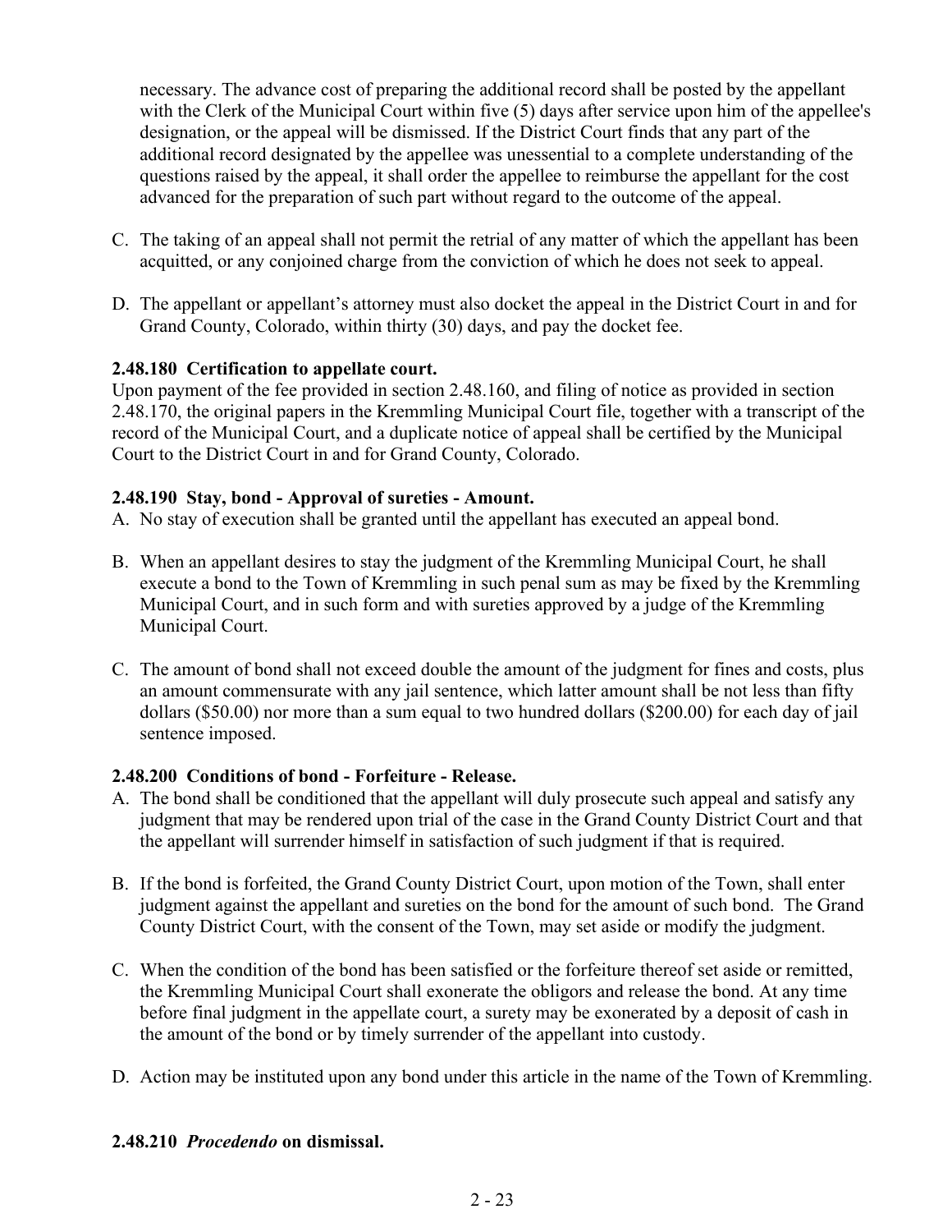necessary. The advance cost of preparing the additional record shall be posted by the appellant with the Clerk of the Municipal Court within five (5) days after service upon him of the appellee's designation, or the appeal will be dismissed. If the District Court finds that any part of the additional record designated by the appellee was unessential to a complete understanding of the questions raised by the appeal, it shall order the appellee to reimburse the appellant for the cost advanced for the preparation of such part without regard to the outcome of the appeal.

C. The taking of an appeal shall not permit the retrial of any matter of which the appellant has been acquitted, or any conjoined charge from the conviction of which he does not seek to appeal.

D. The appellant or appellant's attorney must also docket the appeal in the District Court in and for Grand County, Colorado, within thirty (30) days, and pay the docket fee.

**2.48.180 Certification to appellate court.**

Upon payment of the fee provided in section 2.48.160, and filing of notice as provided in section 2.48.170, the original papers in the Kremmling Municipal Court file, together with a transcript of the record of the Municipal Court, and a duplicate notice of appeal shall be certified by the Municipal Court to the District Court in and for Grand County, Colorado.

**2.48.190 Stay, bond - Approval of sureties - Amount.**

A. No stay of execution shall be granted until the appellant has executed an appeal bond.

B. When an appellant desires to stay the judgment of the Kremmling Municipal Court, he shall execute a bond to the Town of Kremmling in such penal sum as may be fixed by the Kremmling Municipal Court, and in such form and with sureties approved by a judge of the Kremmling Municipal Court.

C. The amount of bond shall not exceed double the amount of the judgment for fines and costs, plus an amount commensurate with any jail sentence, which latter amount shall be not less than fifty dollars ($50.00) nor more than a sum equal to two hundred dollars ($200.00) for each day of jail sentence imposed.

**2.48.200 Conditions of bond - Forfeiture - Release.**

A. The bond shall be conditioned that the appellant will duly prosecute such appeal and satisfy any judgment that may be rendered upon trial of the case in the Grand County District Court and that the appellant will surrender himself in satisfaction of such judgment if that is required.

B. If the bond is forfeited, the Grand County District Court, upon motion of the Town, shall enter judgment against the appellant and sureties on the bond for the amount of such bond. The Grand County District Court, with the consent of the Town, may set aside or modify the judgment.

C. When the condition of the bond has been satisfied or the forfeiture thereof set aside or remitted, the Kremmling Municipal Court shall exonerate the obligors and release the bond. At any time before final judgment in the appellate court, a surety may be exonerated by a deposit of cash in the amount of the bond or by timely surrender of the appellant into custody.

D. Action may be instituted upon any bond under this article in the name of the Town of Kremmling.

**2.48.210 *Procedendo* on dismissal.**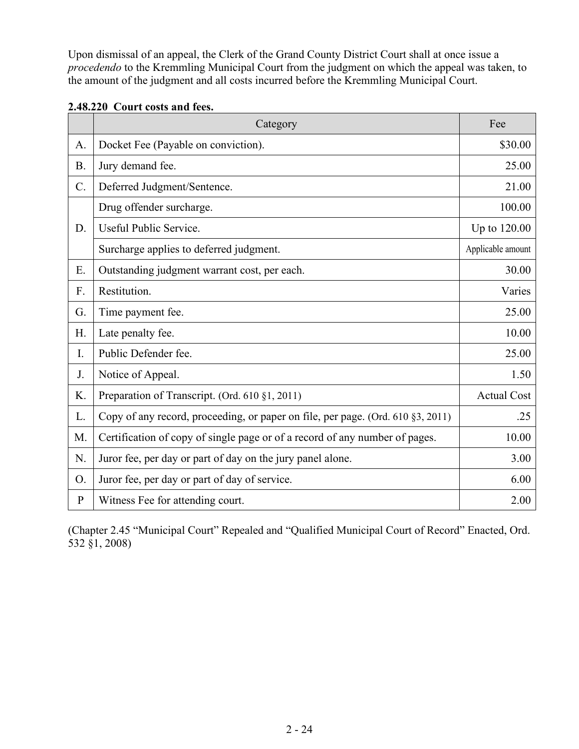Upon dismissal of an appeal, the Clerk of the Grand County District Court shall at once issue a *procedendo* to the Kremmling Municipal Court from the judgment on which the appeal was taken, to the amount of the judgment and all costs incurred before the Kremmling Municipal Court.

**2.48.220 Court costs and fees.**

| | Category | Fee |
|---|---|---|
| A. | Docket Fee (Payable on conviction). | $30.00 |
| B. | Jury demand fee. | 25.00 |
| C. | Deferred Judgment/Sentence. | 21.00 |
| D. | Drug offender surcharge. | 100.00 |
| | Useful Public Service. | Up to 120.00 |
| | Surcharge applies to deferred judgment. | Applicable amount |
| E. | Outstanding judgment warrant cost, per each. | 30.00 |
| F. | Restitution. | Varies |
| G. | Time payment fee. | 25.00 |
| H. | Late penalty fee. | 10.00 |
| I. | Public Defender fee. | 25.00 |
| J. | Notice of Appeal. | 1.50 |
| K. | Preparation of Transcript. (Ord. 610 §1, 2011) | Actual Cost |
| L. | Copy of any record, proceeding, or paper on file, per page. (Ord. 610 §3, 2011) | .25 |
| M. | Certification of copy of single page or of a record of any number of pages. | 10.00 |
| N. | Juror fee, per day or part of day on the jury panel alone. | 3.00 |
| O. | Juror fee, per day or part of day of service. | 6.00 |
| P | Witness Fee for attending court. | 2.00 |

(Chapter 2.45 "Municipal Court" Repealed and "Qualified Municipal Court of Record" Enacted, Ord. 532 §1, 2008)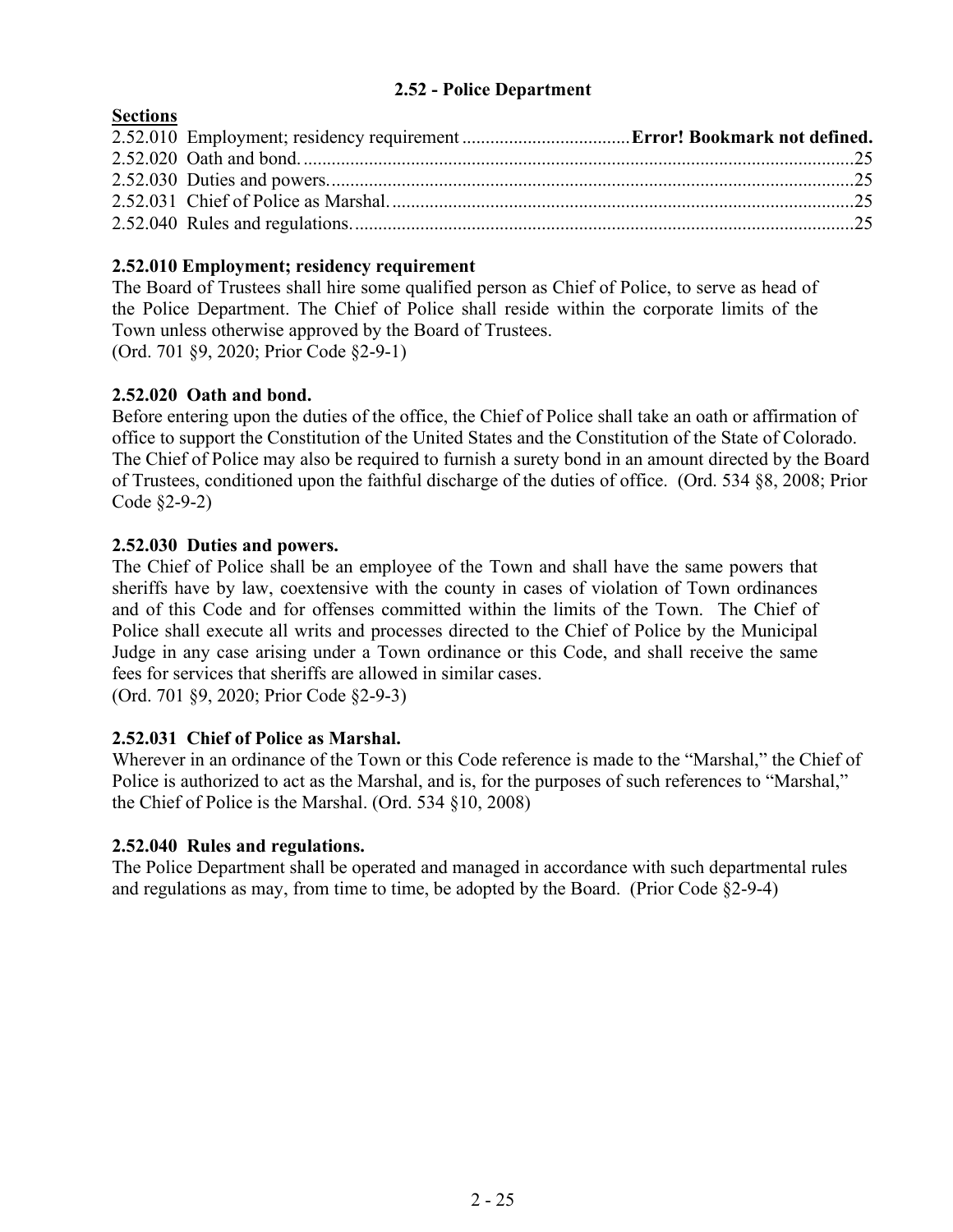## 2.52 - Police Department

**Sections**

2.52.010 Employment; residency requirement ....................................**Error! Bookmark not defined.**
2.52.020 Oath and bond..........................................................................................................25
2.52.030 Duties and powers....................................................................................................25
2.52.031 Chief of Police as Marshal.......................................................................................25
2.52.040 Rules and regulations...............................................................................................25

### 2.52.010 Employment; residency requirement

The Board of Trustees shall hire some qualified person as Chief of Police, to serve as head of the Police Department. The Chief of Police shall reside within the corporate limits of the Town unless otherwise approved by the Board of Trustees.
(Ord. 701 §9, 2020; Prior Code §2-9-1)

### 2.52.020 Oath and bond.

Before entering upon the duties of the office, the Chief of Police shall take an oath or affirmation of office to support the Constitution of the United States and the Constitution of the State of Colorado. The Chief of Police may also be required to furnish a surety bond in an amount directed by the Board of Trustees, conditioned upon the faithful discharge of the duties of office. (Ord. 534 §8, 2008; Prior Code §2-9-2)

### 2.52.030 Duties and powers.

The Chief of Police shall be an employee of the Town and shall have the same powers that sheriffs have by law, coextensive with the county in cases of violation of Town ordinances and of this Code and for offenses committed within the limits of the Town. The Chief of Police shall execute all writs and processes directed to the Chief of Police by the Municipal Judge in any case arising under a Town ordinance or this Code, and shall receive the same fees for services that sheriffs are allowed in similar cases.
(Ord. 701 §9, 2020; Prior Code §2-9-3)

### 2.52.031 Chief of Police as Marshal.

Wherever in an ordinance of the Town or this Code reference is made to the "Marshal," the Chief of Police is authorized to act as the Marshal, and is, for the purposes of such references to "Marshal," the Chief of Police is the Marshal. (Ord. 534 §10, 2008)

### 2.52.040 Rules and regulations.

The Police Department shall be operated and managed in accordance with such departmental rules and regulations as may, from time to time, be adopted by the Board. (Prior Code §2-9-4)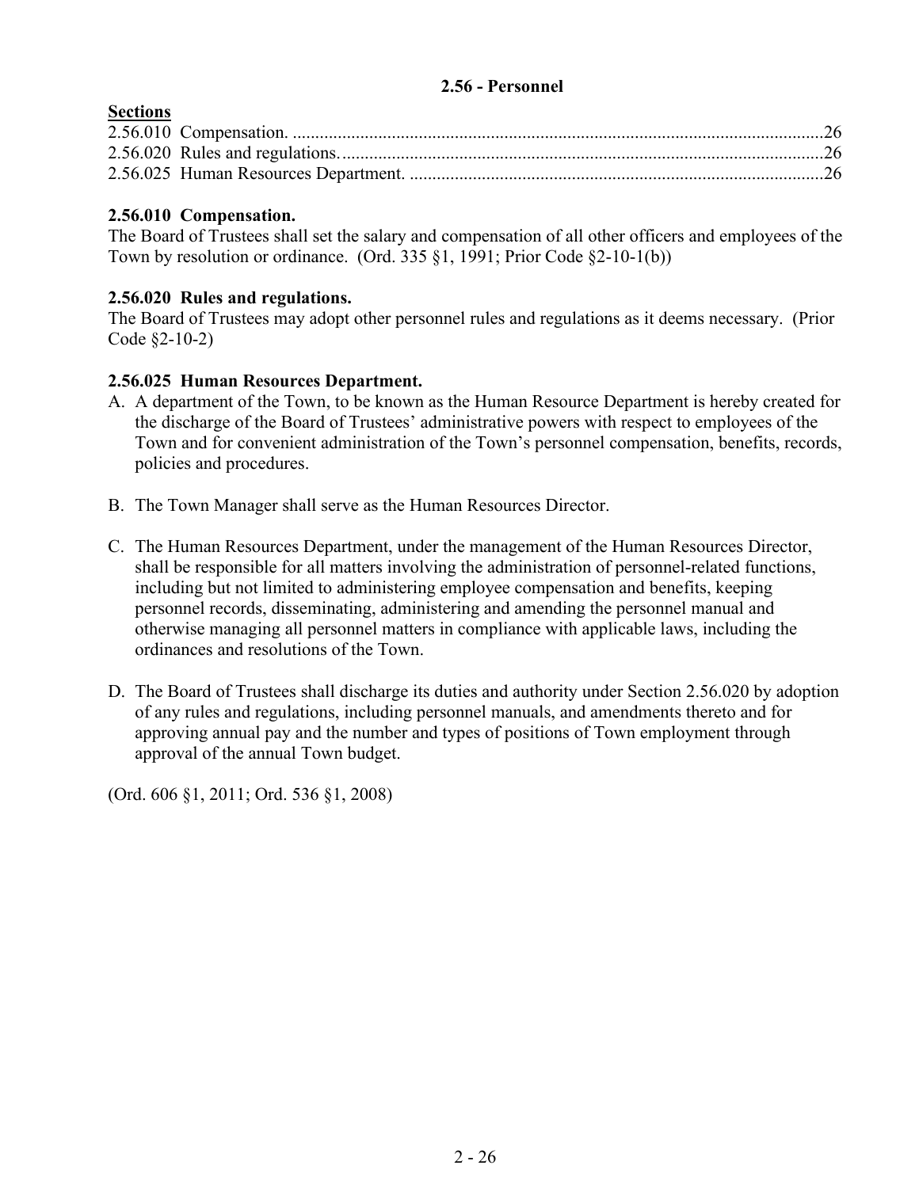## 2.56 - Personnel

**Sections**

2.56.010 Compensation. ....................................................................................................................26
2.56.020 Rules and regulations.........................................................................................................26
2.56.025 Human Resources Department. ..........................................................................................26

### 2.56.010 Compensation.

The Board of Trustees shall set the salary and compensation of all other officers and employees of the Town by resolution or ordinance. (Ord. 335 §1, 1991; Prior Code §2-10-1(b))

### 2.56.020 Rules and regulations.

The Board of Trustees may adopt other personnel rules and regulations as it deems necessary. (Prior Code §2-10-2)

### 2.56.025 Human Resources Department.

A. A department of the Town, to be known as the Human Resource Department is hereby created for the discharge of the Board of Trustees' administrative powers with respect to employees of the Town and for convenient administration of the Town's personnel compensation, benefits, records, policies and procedures.

B. The Town Manager shall serve as the Human Resources Director.

C. The Human Resources Department, under the management of the Human Resources Director, shall be responsible for all matters involving the administration of personnel-related functions, including but not limited to administering employee compensation and benefits, keeping personnel records, disseminating, administering and amending the personnel manual and otherwise managing all personnel matters in compliance with applicable laws, including the ordinances and resolutions of the Town.

D. The Board of Trustees shall discharge its duties and authority under Section 2.56.020 by adoption of any rules and regulations, including personnel manuals, and amendments thereto and for approving annual pay and the number and types of positions of Town employment through approval of the annual Town budget.

(Ord. 606 §1, 2011; Ord. 536 §1, 2008)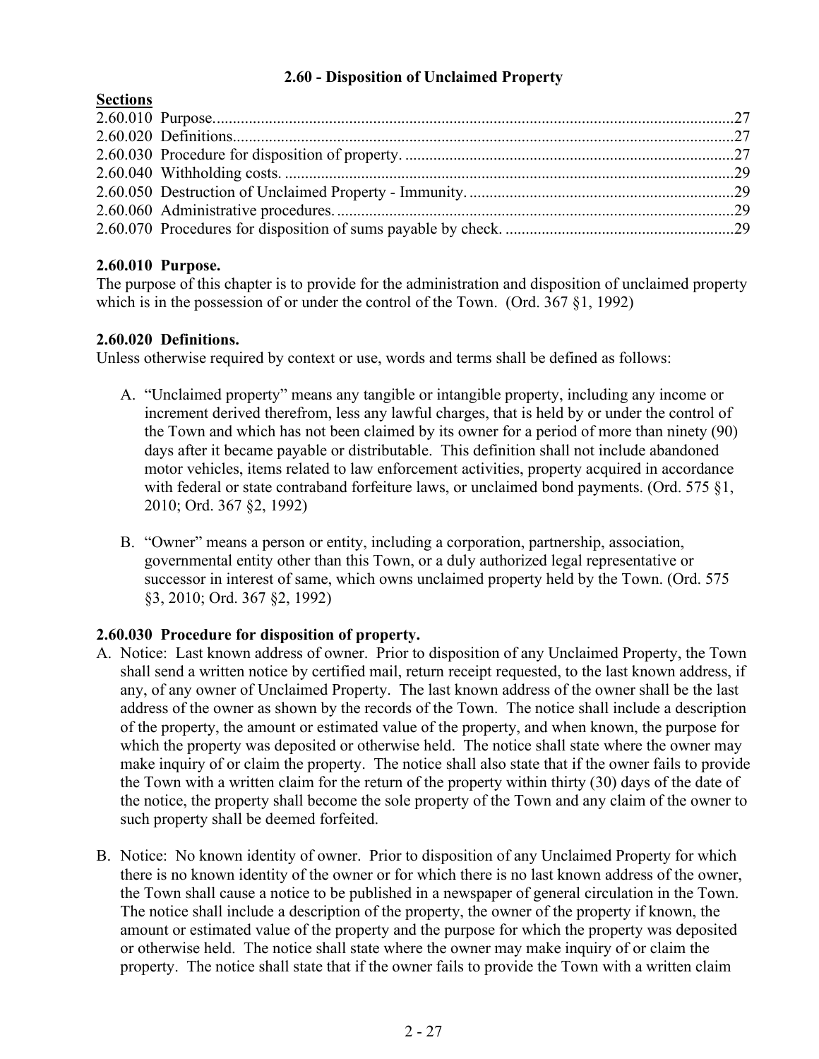## 2.60 - Disposition of Unclaimed Property

**Sections**

2.60.010 Purpose....27
2.60.020 Definitions....27
2.60.030 Procedure for disposition of property....27
2.60.040 Withholding costs....29
2.60.050 Destruction of Unclaimed Property - Immunity....29
2.60.060 Administrative procedures....29
2.60.070 Procedures for disposition of sums payable by check....29

### 2.60.010 Purpose.

The purpose of this chapter is to provide for the administration and disposition of unclaimed property which is in the possession of or under the control of the Town. (Ord. 367 §1, 1992)

### 2.60.020 Definitions.

Unless otherwise required by context or use, words and terms shall be defined as follows:

A. "Unclaimed property" means any tangible or intangible property, including any income or increment derived therefrom, less any lawful charges, that is held by or under the control of the Town and which has not been claimed by its owner for a period of more than ninety (90) days after it became payable or distributable. This definition shall not include abandoned motor vehicles, items related to law enforcement activities, property acquired in accordance with federal or state contraband forfeiture laws, or unclaimed bond payments. (Ord. 575 §1, 2010; Ord. 367 §2, 1992)

B. "Owner" means a person or entity, including a corporation, partnership, association, governmental entity other than this Town, or a duly authorized legal representative or successor in interest of same, which owns unclaimed property held by the Town. (Ord. 575 §3, 2010; Ord. 367 §2, 1992)

### 2.60.030 Procedure for disposition of property.

A. Notice: Last known address of owner. Prior to disposition of any Unclaimed Property, the Town shall send a written notice by certified mail, return receipt requested, to the last known address, if any, of any owner of Unclaimed Property. The last known address of the owner shall be the last address of the owner as shown by the records of the Town. The notice shall include a description of the property, the amount or estimated value of the property, and when known, the purpose for which the property was deposited or otherwise held. The notice shall state where the owner may make inquiry of or claim the property. The notice shall also state that if the owner fails to provide the Town with a written claim for the return of the property within thirty (30) days of the date of the notice, the property shall become the sole property of the Town and any claim of the owner to such property shall be deemed forfeited.

B. Notice: No known identity of owner. Prior to disposition of any Unclaimed Property for which there is no known identity of the owner or for which there is no last known address of the owner, the Town shall cause a notice to be published in a newspaper of general circulation in the Town. The notice shall include a description of the property, the owner of the property if known, the amount or estimated value of the property and the purpose for which the property was deposited or otherwise held. The notice shall state where the owner may make inquiry of or claim the property. The notice shall state that if the owner fails to provide the Town with a written claim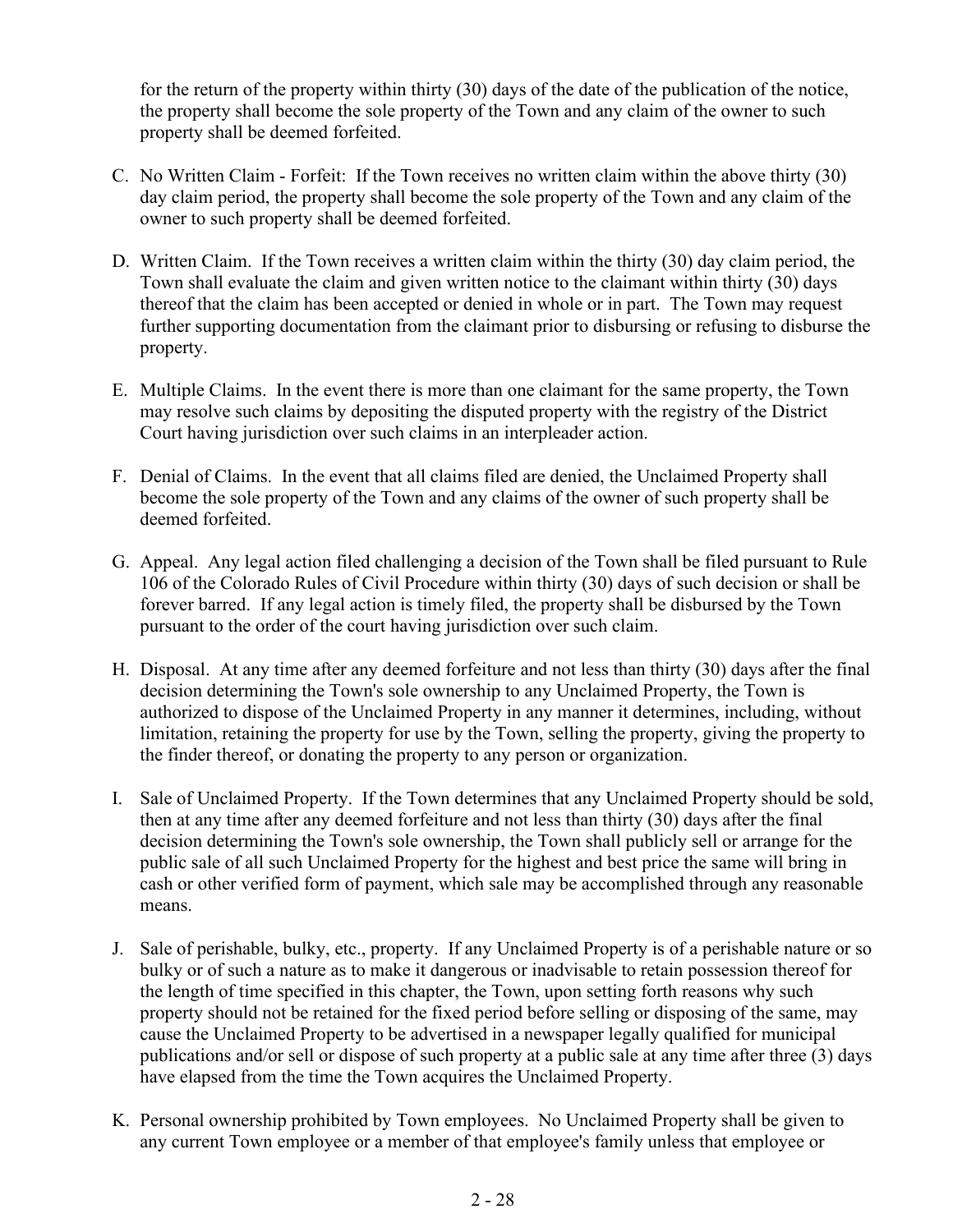for the return of the property within thirty (30) days of the date of the publication of the notice, the property shall become the sole property of the Town and any claim of the owner to such property shall be deemed forfeited.

C. No Written Claim - Forfeit: If the Town receives no written claim within the above thirty (30) day claim period, the property shall become the sole property of the Town and any claim of the owner to such property shall be deemed forfeited.

D. Written Claim. If the Town receives a written claim within the thirty (30) day claim period, the Town shall evaluate the claim and given written notice to the claimant within thirty (30) days thereof that the claim has been accepted or denied in whole or in part. The Town may request further supporting documentation from the claimant prior to disbursing or refusing to disburse the property.

E. Multiple Claims. In the event there is more than one claimant for the same property, the Town may resolve such claims by depositing the disputed property with the registry of the District Court having jurisdiction over such claims in an interpleader action.

F. Denial of Claims. In the event that all claims filed are denied, the Unclaimed Property shall become the sole property of the Town and any claims of the owner of such property shall be deemed forfeited.

G. Appeal. Any legal action filed challenging a decision of the Town shall be filed pursuant to Rule 106 of the Colorado Rules of Civil Procedure within thirty (30) days of such decision or shall be forever barred. If any legal action is timely filed, the property shall be disbursed by the Town pursuant to the order of the court having jurisdiction over such claim.

H. Disposal. At any time after any deemed forfeiture and not less than thirty (30) days after the final decision determining the Town's sole ownership to any Unclaimed Property, the Town is authorized to dispose of the Unclaimed Property in any manner it determines, including, without limitation, retaining the property for use by the Town, selling the property, giving the property to the finder thereof, or donating the property to any person or organization.

I. Sale of Unclaimed Property. If the Town determines that any Unclaimed Property should be sold, then at any time after any deemed forfeiture and not less than thirty (30) days after the final decision determining the Town's sole ownership, the Town shall publicly sell or arrange for the public sale of all such Unclaimed Property for the highest and best price the same will bring in cash or other verified form of payment, which sale may be accomplished through any reasonable means.

J. Sale of perishable, bulky, etc., property. If any Unclaimed Property is of a perishable nature or so bulky or of such a nature as to make it dangerous or inadvisable to retain possession thereof for the length of time specified in this chapter, the Town, upon setting forth reasons why such property should not be retained for the fixed period before selling or disposing of the same, may cause the Unclaimed Property to be advertised in a newspaper legally qualified for municipal publications and/or sell or dispose of such property at a public sale at any time after three (3) days have elapsed from the time the Town acquires the Unclaimed Property.

K. Personal ownership prohibited by Town employees. No Unclaimed Property shall be given to any current Town employee or a member of that employee's family unless that employee or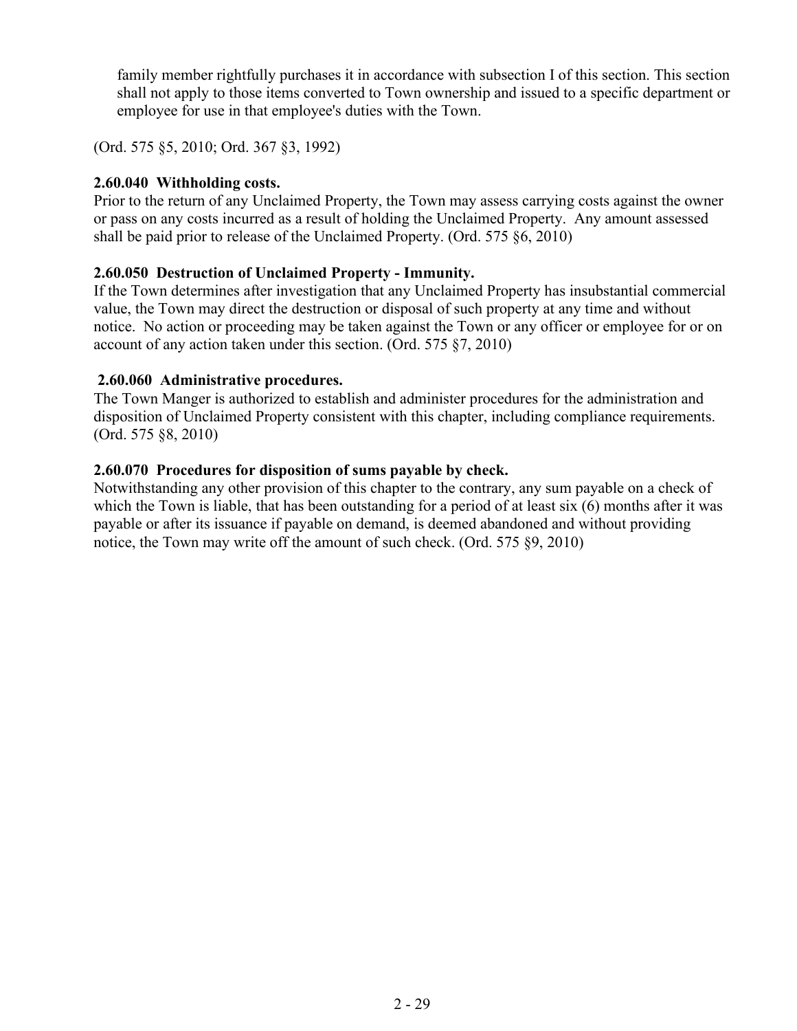family member rightfully purchases it in accordance with subsection I of this section. This section shall not apply to those items converted to Town ownership and issued to a specific department or employee for use in that employee's duties with the Town.

(Ord. 575 §5, 2010; Ord. 367 §3, 1992)

**2.60.040 Withholding costs.**
Prior to the return of any Unclaimed Property, the Town may assess carrying costs against the owner or pass on any costs incurred as a result of holding the Unclaimed Property. Any amount assessed shall be paid prior to release of the Unclaimed Property. (Ord. 575 §6, 2010)

**2.60.050 Destruction of Unclaimed Property - Immunity.**
If the Town determines after investigation that any Unclaimed Property has insubstantial commercial value, the Town may direct the destruction or disposal of such property at any time and without notice. No action or proceeding may be taken against the Town or any officer or employee for or on account of any action taken under this section. (Ord. 575 §7, 2010)

**2.60.060 Administrative procedures.**
The Town Manger is authorized to establish and administer procedures for the administration and disposition of Unclaimed Property consistent with this chapter, including compliance requirements. (Ord. 575 §8, 2010)

**2.60.070 Procedures for disposition of sums payable by check.**
Notwithstanding any other provision of this chapter to the contrary, any sum payable on a check of which the Town is liable, that has been outstanding for a period of at least six (6) months after it was payable or after its issuance if payable on demand, is deemed abandoned and without providing notice, the Town may write off the amount of such check. (Ord. 575 §9, 2010)